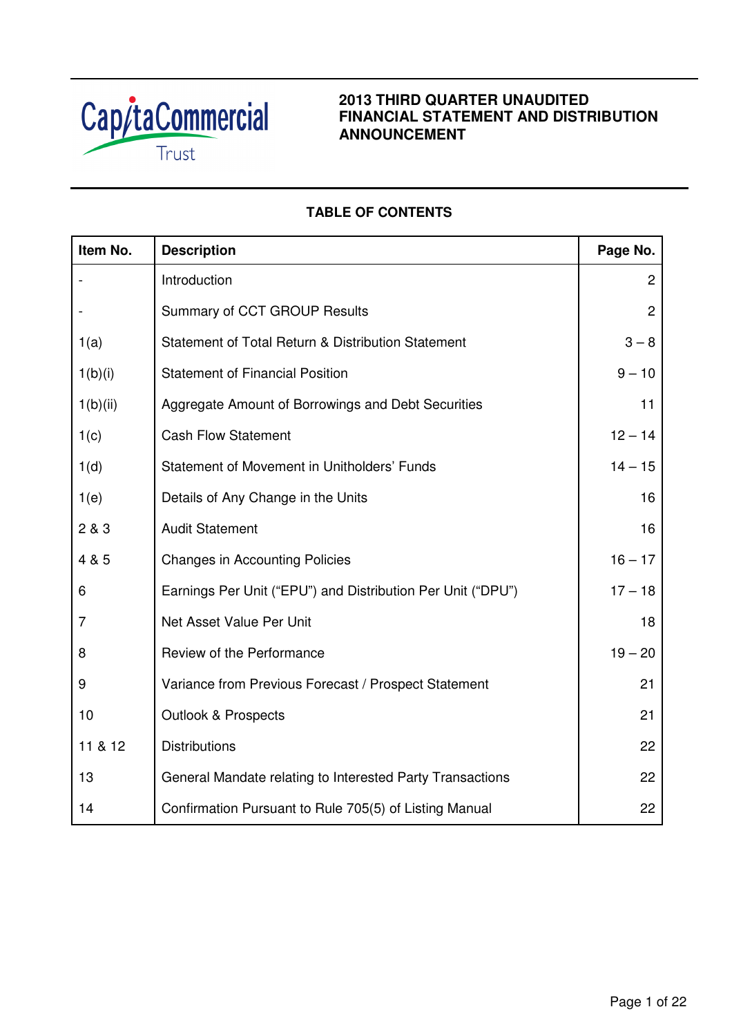CapitaCommercial Trust

# 2013 THIRD QUARTER UNAUDITED FINANCIAL STATEMENT AND DISTRIBUTION ANNOUNCEMENT

## TABLE OF CONTENTS

| Item No. | Description | Page No. |
|---|---|---|
| - | Introduction | 2 |
| - | Summary of CCT GROUP Results | 2 |
| 1(a) | Statement of Total Return & Distribution Statement | 3 – 8 |
| 1(b)(i) | Statement of Financial Position | 9 – 10 |
| 1(b)(ii) | Aggregate Amount of Borrowings and Debt Securities | 11 |
| 1(c) | Cash Flow Statement | 12 – 14 |
| 1(d) | Statement of Movement in Unitholders' Funds | 14 – 15 |
| 1(e) | Details of Any Change in the Units | 16 |
| 2 & 3 | Audit Statement | 16 |
| 4 & 5 | Changes in Accounting Policies | 16 – 17 |
| 6 | Earnings Per Unit ("EPU") and Distribution Per Unit ("DPU") | 17 – 18 |
| 7 | Net Asset Value Per Unit | 18 |
| 8 | Review of the Performance | 19 – 20 |
| 9 | Variance from Previous Forecast / Prospect Statement | 21 |
| 10 | Outlook & Prospects | 21 |
| 11 & 12 | Distributions | 22 |
| 13 | General Mandate relating to Interested Party Transactions | 22 |
| 14 | Confirmation Pursuant to Rule 705(5) of Listing Manual | 22 |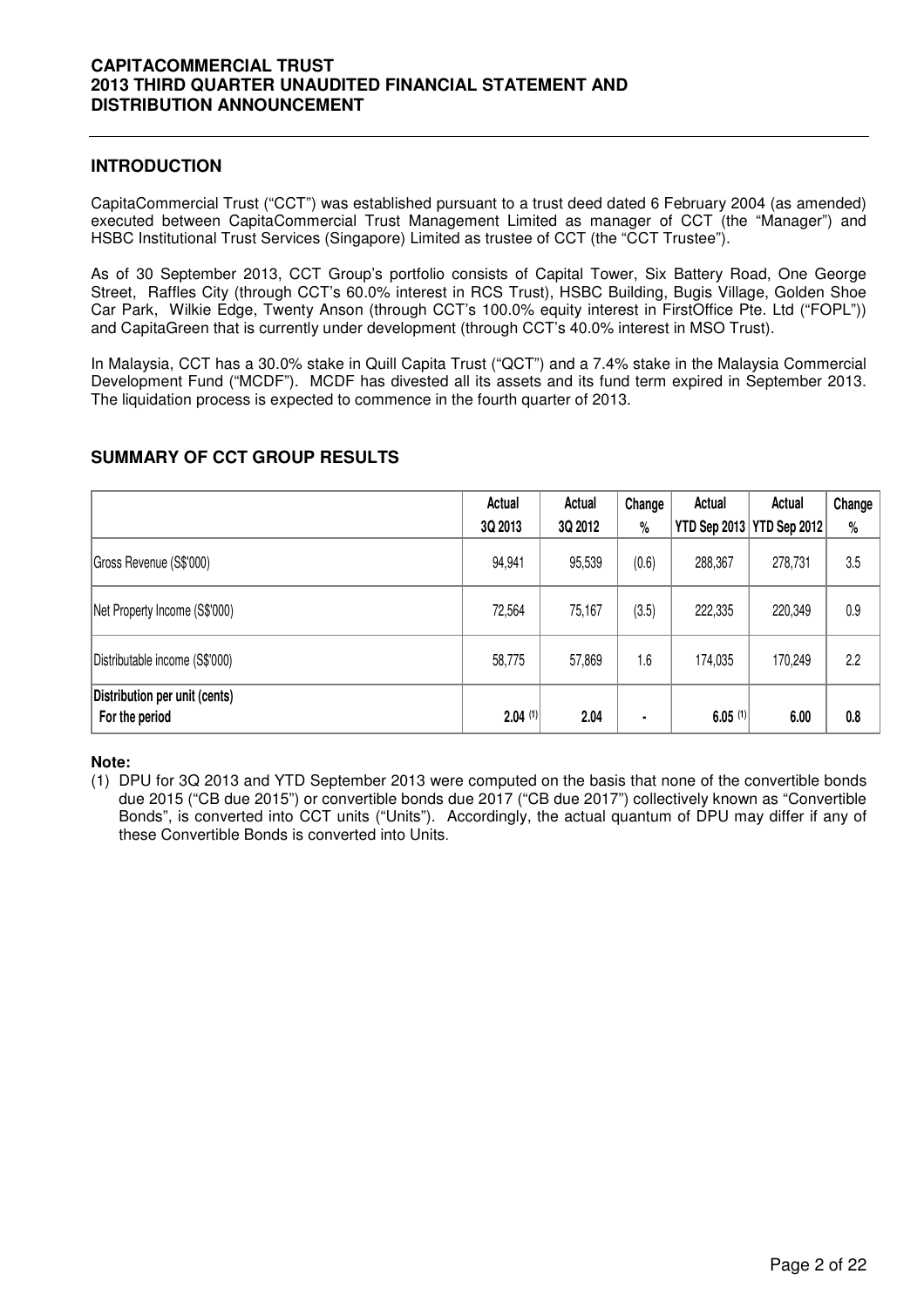## INTRODUCTION

CapitaCommercial Trust ("CCT") was established pursuant to a trust deed dated 6 February 2004 (as amended) executed between CapitaCommercial Trust Management Limited as manager of CCT (the "Manager") and HSBC Institutional Trust Services (Singapore) Limited as trustee of CCT (the "CCT Trustee").

As of 30 September 2013, CCT Group's portfolio consists of Capital Tower, Six Battery Road, One George Street, Raffles City (through CCT's 60.0% interest in RCS Trust), HSBC Building, Bugis Village, Golden Shoe Car Park, Wilkie Edge, Twenty Anson (through CCT's 100.0% equity interest in FirstOffice Pte. Ltd ("FOPL")) and CapitaGreen that is currently under development (through CCT's 40.0% interest in MSO Trust).

In Malaysia, CCT has a 30.0% stake in Quill Capita Trust ("QCT") and a 7.4% stake in the Malaysia Commercial Development Fund ("MCDF"). MCDF has divested all its assets and its fund term expired in September 2013. The liquidation process is expected to commence in the fourth quarter of 2013.

## SUMMARY OF CCT GROUP RESULTS

| | Actual 3Q 2013 | Actual 3Q 2012 | Change % | Actual YTD Sep 2013 | Actual YTD Sep 2012 | Change % |
|---|---|---|---|---|---|---|
| Gross Revenue (S$'000) | 94,941 | 95,539 | (0.6) | 288,367 | 278,731 | 3.5 |
| Net Property Income (S$'000) | 72,564 | 75,167 | (3.5) | 222,335 | 220,349 | 0.9 |
| Distributable income (S$'000) | 58,775 | 57,869 | 1.6 | 174,035 | 170,249 | 2.2 |
| **Distribution per unit (cents)** **For the period** | **2.04** (1) | **2.04** | **-** | **6.05** (1) | **6.00** | **0.8** |

**Note:**

(1) DPU for 3Q 2013 and YTD September 2013 were computed on the basis that none of the convertible bonds due 2015 ("CB due 2015") or convertible bonds due 2017 ("CB due 2017") collectively known as "Convertible Bonds", is converted into CCT units ("Units"). Accordingly, the actual quantum of DPU may differ if any of these Convertible Bonds is converted into Units.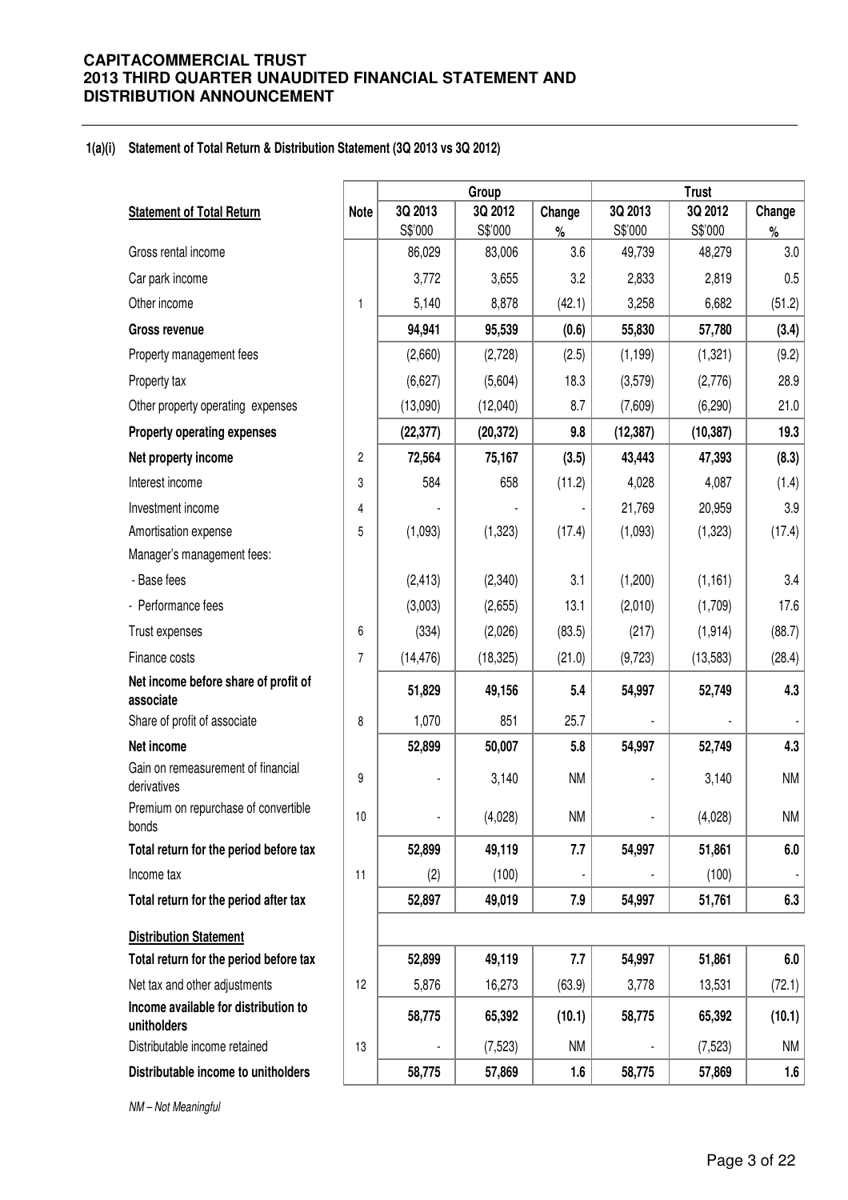**CAPITACOMMERCIAL TRUST**
**2013 THIRD QUARTER UNAUDITED FINANCIAL STATEMENT AND DISTRIBUTION ANNOUNCEMENT**

**1(a)(i) Statement of Total Return & Distribution Statement (3Q 2013 vs 3Q 2012)**

| | | Group | | | Trust | | |
|---|---|---|---|---|---|---|---|
| **Statement of Total Return** | **Note** | **3Q 2013** S$'000 | **3Q 2012** S$'000 | **Change** % | **3Q 2013** S$'000 | **3Q 2012** S$'000 | **Change** % |
| Gross rental income | | 86,029 | 83,006 | 3.6 | 49,739 | 48,279 | 3.0 |
| Car park income | | 3,772 | 3,655 | 3.2 | 2,833 | 2,819 | 0.5 |
| Other income | 1 | 5,140 | 8,878 | (42.1) | 3,258 | 6,682 | (51.2) |
| **Gross revenue** | | **94,941** | **95,539** | **(0.6)** | **55,830** | **57,780** | **(3.4)** |
| Property management fees | | (2,660) | (2,728) | (2.5) | (1,199) | (1,321) | (9.2) |
| Property tax | | (6,627) | (5,604) | 18.3 | (3,579) | (2,776) | 28.9 |
| Other property operating expenses | | (13,090) | (12,040) | 8.7 | (7,609) | (6,290) | 21.0 |
| **Property operating expenses** | | **(22,377)** | **(20,372)** | **9.8** | **(12,387)** | **(10,387)** | **19.3** |
| **Net property income** | 2 | **72,564** | **75,167** | **(3.5)** | **43,443** | **47,393** | **(8.3)** |
| Interest income | 3 | 584 | 658 | (11.2) | 4,028 | 4,087 | (1.4) |
| Investment income | 4 | - | - | - | 21,769 | 20,959 | 3.9 |
| Amortisation expense | 5 | (1,093) | (1,323) | (17.4) | (1,093) | (1,323) | (17.4) |
| Manager's management fees: | | | | | | | |
| - Base fees | | (2,413) | (2,340) | 3.1 | (1,200) | (1,161) | 3.4 |
| - Performance fees | | (3,003) | (2,655) | 13.1 | (2,010) | (1,709) | 17.6 |
| Trust expenses | 6 | (334) | (2,026) | (83.5) | (217) | (1,914) | (88.7) |
| Finance costs | 7 | (14,476) | (18,325) | (21.0) | (9,723) | (13,583) | (28.4) |
| **Net income before share of profit of associate** | | **51,829** | **49,156** | **5.4** | **54,997** | **52,749** | **4.3** |
| Share of profit of associate | 8 | 1,070 | 851 | 25.7 | - | - | - |
| **Net income** | | **52,899** | **50,007** | **5.8** | **54,997** | **52,749** | **4.3** |
| Gain on remeasurement of financial derivatives | 9 | - | 3,140 | NM | - | 3,140 | NM |
| Premium on repurchase of convertible bonds | 10 | - | (4,028) | NM | - | (4,028) | NM |
| **Total return for the period before tax** | | **52,899** | **49,119** | **7.7** | **54,997** | **51,861** | **6.0** |
| Income tax | 11 | (2) | (100) | - | - | (100) | - |
| **Total return for the period after tax** | | **52,897** | **49,019** | **7.9** | **54,997** | **51,761** | **6.3** |
| **Distribution Statement** | | | | | | | |
| **Total return for the period before tax** | | **52,899** | **49,119** | **7.7** | **54,997** | **51,861** | **6.0** |
| Net tax and other adjustments | 12 | 5,876 | 16,273 | (63.9) | 3,778 | 13,531 | (72.1) |
| **Income available for distribution to unitholders** | | **58,775** | **65,392** | **(10.1)** | **58,775** | **65,392** | **(10.1)** |
| Distributable income retained | 13 | - | (7,523) | NM | - | (7,523) | NM |
| **Distributable income to unitholders** | | **58,775** | **57,869** | **1.6** | **58,775** | **57,869** | **1.6** |

*NM – Not Meaningful*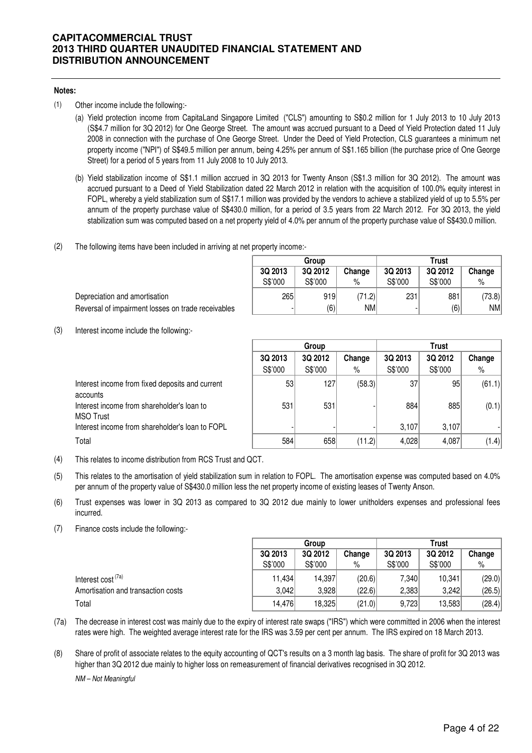**Notes:**

(1) Other income include the following:-

(a) Yield protection income from CapitaLand Singapore Limited ("CLS") amounting to S$0.2 million for 1 July 2013 to 10 July 2013 (S$4.7 million for 3Q 2012) for One George Street. The amount was accrued pursuant to a Deed of Yield Protection dated 11 July 2008 in connection with the purchase of One George Street. Under the Deed of Yield Protection, CLS guarantees a minimum net property income ("NPI") of S$49.5 million per annum, being 4.25% per annum of S$1.165 billion (the purchase price of One George Street) for a period of 5 years from 11 July 2008 to 10 July 2013.

(b) Yield stabilization income of S$1.1 million accrued in 3Q 2013 for Twenty Anson (S$1.3 million for 3Q 2012). The amount was accrued pursuant to a Deed of Yield Stabilization dated 22 March 2012 in relation with the acquisition of 100.0% equity interest in FOPL, whereby a yield stabilization sum of S$17.1 million was provided by the vendors to achieve a stabilized yield of up to 5.5% per annum of the property purchase value of S$430.0 million, for a period of 3.5 years from 22 March 2012. For 3Q 2013, the yield stabilization sum was computed based on a net property yield of 4.0% per annum of the property purchase value of S$430.0 million.

(2) The following items have been included in arriving at net property income:-

| | Group | | | Trust | | |
|---|---|---|---|---|---|---|
| | 3Q 2013 | 3Q 2012 | Change | 3Q 2013 | 3Q 2012 | Change |
| | S$'000 | S$'000 | % | S$'000 | S$'000 | % |
| Depreciation and amortisation | 265 | 919 | (71.2) | 231 | 881 | (73.8) |
| Reversal of impairment losses on trade receivables | - | (6) | NM | - | (6) | NM |

(3) Interest income include the following:-

| | Group | | | Trust | | |
|---|---|---|---|---|---|---|
| | 3Q 2013 | 3Q 2012 | Change | 3Q 2013 | 3Q 2012 | Change |
| | S$'000 | S$'000 | % | S$'000 | S$'000 | % |
| Interest income from fixed deposits and current accounts | 53 | 127 | (58.3) | 37 | 95 | (61.1) |
| Interest income from shareholder's loan to MSO Trust | 531 | 531 | - | 884 | 885 | (0.1) |
| Interest income from shareholder's loan to FOPL | - | - | - | 3,107 | 3,107 | - |
| Total | 584 | 658 | (11.2) | 4,028 | 4,087 | (1.4) |

(4) This relates to income distribution from RCS Trust and QCT.

(5) This relates to the amortisation of yield stabilization sum in relation to FOPL. The amortisation expense was computed based on 4.0% per annum of the property value of S$430.0 million less the net property income of existing leases of Twenty Anson.

(6) Trust expenses was lower in 3Q 2013 as compared to 3Q 2012 due mainly to lower unitholders expenses and professional fees incurred.

(7) Finance costs include the following:-

| | Group | | | Trust | | |
|---|---|---|---|---|---|---|
| | 3Q 2013 | 3Q 2012 | Change | 3Q 2013 | 3Q 2012 | Change |
| | S$'000 | S$'000 | % | S$'000 | S$'000 | % |
| Interest cost [7a] | 11,434 | 14,397 | (20.6) | 7,340 | 10,341 | (29.0) |
| Amortisation and transaction costs | 3,042 | 3,928 | (22.6) | 2,383 | 3,242 | (26.5) |
| Total | 14,476 | 18,325 | (21.0) | 9,723 | 13,583 | (28.4) |

(7a) The decrease in interest cost was mainly due to the expiry of interest rate swaps ("IRS") which were committed in 2006 when the interest rates were high. The weighted average interest rate for the IRS was 3.59 per cent per annum. The IRS expired on 18 March 2013.

(8) Share of profit of associate relates to the equity accounting of QCT's results on a 3 month lag basis. The share of profit for 3Q 2013 was higher than 3Q 2012 due mainly to higher loss on remeasurement of financial derivatives recognised in 3Q 2012.

*NM – Not Meaningful*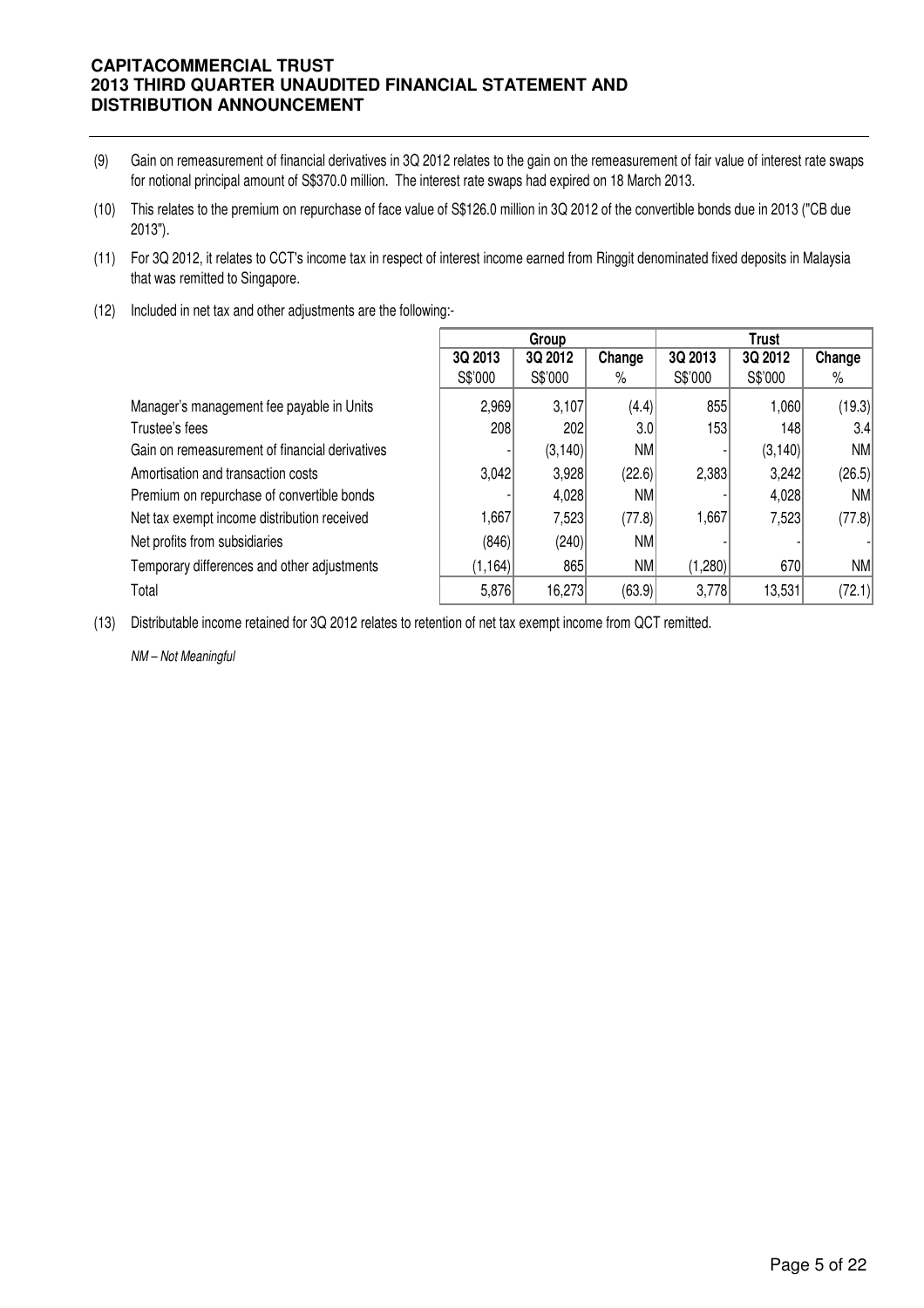(9) Gain on remeasurement of financial derivatives in 3Q 2012 relates to the gain on the remeasurement of fair value of interest rate swaps for notional principal amount of S$370.0 million. The interest rate swaps had expired on 18 March 2013.

(10) This relates to the premium on repurchase of face value of S$126.0 million in 3Q 2012 of the convertible bonds due in 2013 ("CB due 2013").

(11) For 3Q 2012, it relates to CCT's income tax in respect of interest income earned from Ringgit denominated fixed deposits in Malaysia that was remitted to Singapore.

(12) Included in net tax and other adjustments are the following:-

| | Group | | | Trust | | |
|---|---|---|---|---|---|---|
| | 3Q 2013 | 3Q 2012 | Change | 3Q 2013 | 3Q 2012 | Change |
| | S$'000 | S$'000 | % | S$'000 | S$'000 | % |
| Manager's management fee payable in Units | 2,969 | 3,107 | (4.4) | 855 | 1,060 | (19.3) |
| Trustee's fees | 208 | 202 | 3.0 | 153 | 148 | 3.4 |
| Gain on remeasurement of financial derivatives | - | (3,140) | NM | - | (3,140) | NM |
| Amortisation and transaction costs | 3,042 | 3,928 | (22.6) | 2,383 | 3,242 | (26.5) |
| Premium on repurchase of convertible bonds | - | 4,028 | NM | - | 4,028 | NM |
| Net tax exempt income distribution received | 1,667 | 7,523 | (77.8) | 1,667 | 7,523 | (77.8) |
| Net profits from subsidiaries | (846) | (240) | NM | - | - | - |
| Temporary differences and other adjustments | (1,164) | 865 | NM | (1,280) | 670 | NM |
| Total | 5,876 | 16,273 | (63.9) | 3,778 | 13,531 | (72.1) |

(13) Distributable income retained for 3Q 2012 relates to retention of net tax exempt income from QCT remitted.

*NM – Not Meaningful*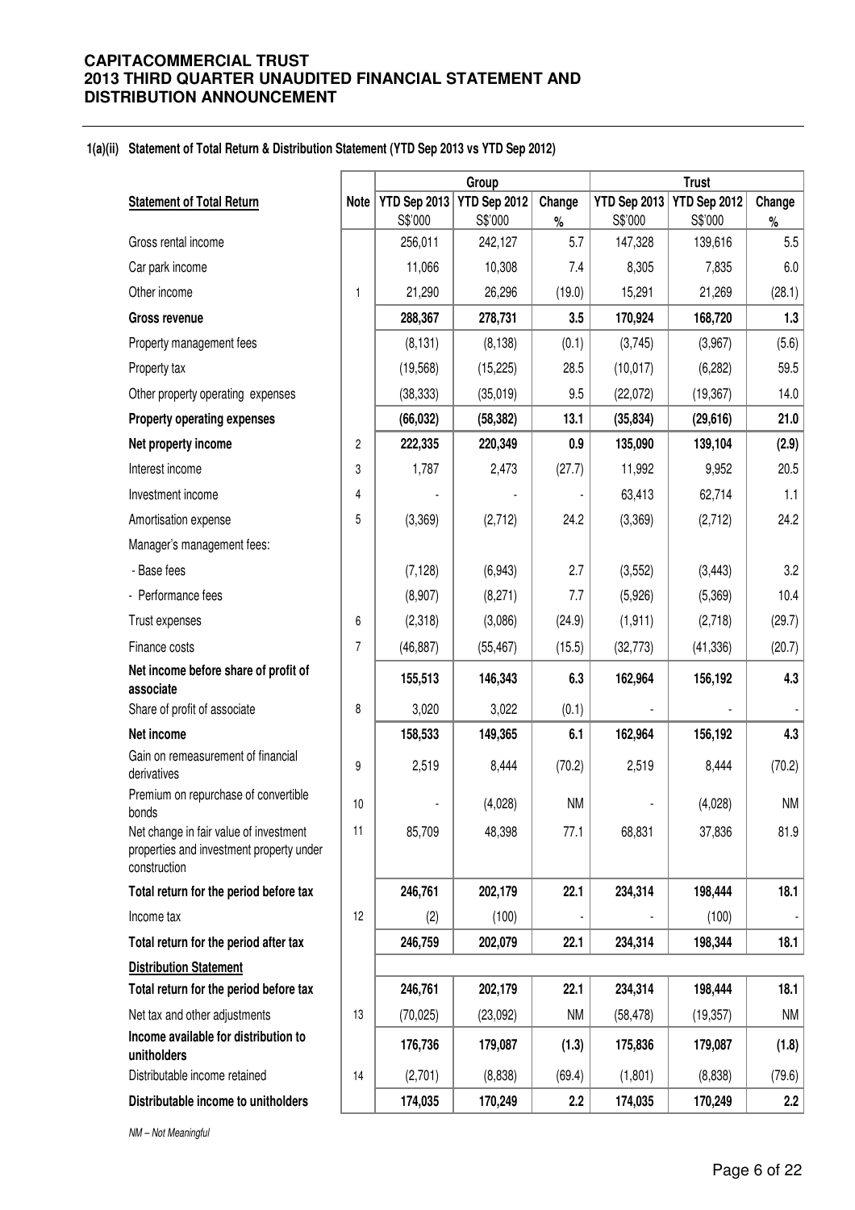**CAPITACOMMERCIAL TRUST**
**2013 THIRD QUARTER UNAUDITED FINANCIAL STATEMENT AND DISTRIBUTION ANNOUNCEMENT**

### 1(a)(ii) Statement of Total Return & Distribution Statement (YTD Sep 2013 vs YTD Sep 2012)

| | | Group | | | Trust | | |
|---|---|---|---|---|---|---|---|
| **Statement of Total Return** | **Note** | **YTD Sep 2013** S$'000 | **YTD Sep 2012** S$'000 | **Change** % | **YTD Sep 2013** S$'000 | **YTD Sep 2012** S$'000 | **Change** % |
| Gross rental income | | 256,011 | 242,127 | 5.7 | 147,328 | 139,616 | 5.5 |
| Car park income | | 11,066 | 10,308 | 7.4 | 8,305 | 7,835 | 6.0 |
| Other income | 1 | 21,290 | 26,296 | (19.0) | 15,291 | 21,269 | (28.1) |
| **Gross revenue** | | **288,367** | **278,731** | **3.5** | **170,924** | **168,720** | **1.3** |
| Property management fees | | (8,131) | (8,138) | (0.1) | (3,745) | (3,967) | (5.6) |
| Property tax | | (19,568) | (15,225) | 28.5 | (10,017) | (6,282) | 59.5 |
| Other property operating expenses | | (38,333) | (35,019) | 9.5 | (22,072) | (19,367) | 14.0 |
| **Property operating expenses** | | **(66,032)** | **(58,382)** | **13.1** | **(35,834)** | **(29,616)** | **21.0** |
| **Net property income** | 2 | **222,335** | **220,349** | **0.9** | **135,090** | **139,104** | **(2.9)** |
| Interest income | 3 | 1,787 | 2,473 | (27.7) | 11,992 | 9,952 | 20.5 |
| Investment income | 4 | - | - | - | 63,413 | 62,714 | 1.1 |
| Amortisation expense | 5 | (3,369) | (2,712) | 24.2 | (3,369) | (2,712) | 24.2 |
| Manager's management fees: | | | | | | | |
| - Base fees | | (7,128) | (6,943) | 2.7 | (3,552) | (3,443) | 3.2 |
| - Performance fees | | (8,907) | (8,271) | 7.7 | (5,926) | (5,369) | 10.4 |
| Trust expenses | 6 | (2,318) | (3,086) | (24.9) | (1,911) | (2,718) | (29.7) |
| Finance costs | 7 | (46,887) | (55,467) | (15.5) | (32,773) | (41,336) | (20.7) |
| **Net income before share of profit of associate** | | **155,513** | **146,343** | **6.3** | **162,964** | **156,192** | **4.3** |
| Share of profit of associate | 8 | 3,020 | 3,022 | (0.1) | - | - | - |
| **Net income** | | **158,533** | **149,365** | **6.1** | **162,964** | **156,192** | **4.3** |
| Gain on remeasurement of financial derivatives | 9 | 2,519 | 8,444 | (70.2) | 2,519 | 8,444 | (70.2) |
| Premium on repurchase of convertible bonds | 10 | - | (4,028) | NM | - | (4,028) | NM |
| Net change in fair value of investment properties and investment property under construction | 11 | 85,709 | 48,398 | 77.1 | 68,831 | 37,836 | 81.9 |
| **Total return for the period before tax** | | **246,761** | **202,179** | **22.1** | **234,314** | **198,444** | **18.1** |
| Income tax | 12 | (2) | (100) | - | - | (100) | - |
| **Total return for the period after tax** | | **246,759** | **202,079** | **22.1** | **234,314** | **198,344** | **18.1** |
| **Distribution Statement** | | | | | | | |
| **Total return for the period before tax** | | **246,761** | **202,179** | **22.1** | **234,314** | **198,444** | **18.1** |
| Net tax and other adjustments | 13 | (70,025) | (23,092) | NM | (58,478) | (19,357) | NM |
| **Income available for distribution to unitholders** | | **176,736** | **179,087** | **(1.3)** | **175,836** | **179,087** | **(1.8)** |
| Distributable income retained | 14 | (2,701) | (8,838) | (69.4) | (1,801) | (8,838) | (79.6) |
| **Distributable income to unitholders** | | **174,035** | **170,249** | **2.2** | **174,035** | **170,249** | **2.2** |

*NM – Not Meaningful*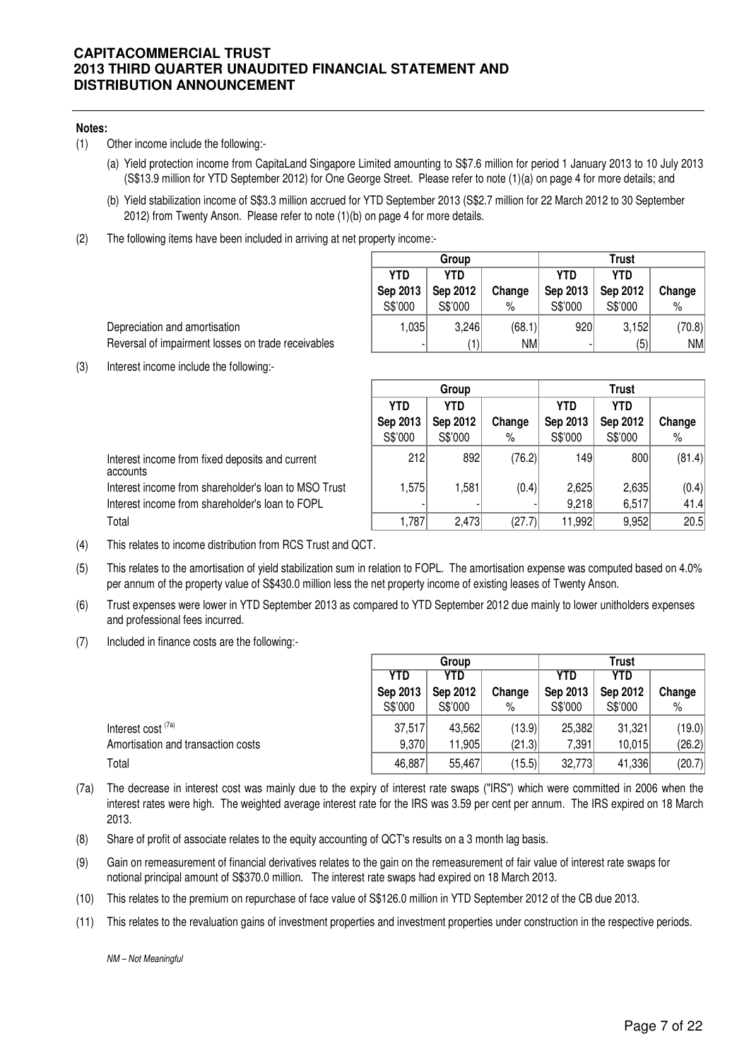**Notes:**

(1) Other income include the following:-

(a) Yield protection income from CapitaLand Singapore Limited amounting to S$7.6 million for period 1 January 2013 to 10 July 2013 (S$13.9 million for YTD September 2012) for One George Street. Please refer to note (1)(a) on page 4 for more details; and

(b) Yield stabilization income of S$3.3 million accrued for YTD September 2013 (S$2.7 million for 22 March 2012 to 30 September 2012) from Twenty Anson. Please refer to note (1)(b) on page 4 for more details.

(2) The following items have been included in arriving at net property income:-

| | Group | | | Trust | | |
|---|---|---|---|---|---|---|
| | YTD Sep 2013 S$'000 | YTD Sep 2012 S$'000 | Change % | YTD Sep 2013 S$'000 | YTD Sep 2012 S$'000 | Change % |
| Depreciation and amortisation | 1,035 | 3,246 | (68.1) | 920 | 3,152 | (70.8) |
| Reversal of impairment losses on trade receivables | - | (1) | NM | - | (5) | NM |

(3) Interest income include the following:-

| | Group | | | Trust | | |
|---|---|---|---|---|---|---|
| | YTD Sep 2013 S$'000 | YTD Sep 2012 S$'000 | Change % | YTD Sep 2013 S$'000 | YTD Sep 2012 S$'000 | Change % |
| Interest income from fixed deposits and current accounts | 212 | 892 | (76.2) | 149 | 800 | (81.4) |
| Interest income from shareholder's loan to MSO Trust | 1,575 | 1,581 | (0.4) | 2,625 | 2,635 | (0.4) |
| Interest income from shareholder's loan to FOPL | - | - | - | 9,218 | 6,517 | 41.4 |
| Total | 1,787 | 2,473 | (27.7) | 11,992 | 9,952 | 20.5 |

(4) This relates to income distribution from RCS Trust and QCT.

(5) This relates to the amortisation of yield stabilization sum in relation to FOPL. The amortisation expense was computed based on 4.0% per annum of the property value of S$430.0 million less the net property income of existing leases of Twenty Anson.

(6) Trust expenses were lower in YTD September 2013 as compared to YTD September 2012 due mainly to lower unitholders expenses and professional fees incurred.

(7) Included in finance costs are the following:-

| | Group | | | Trust | | |
|---|---|---|---|---|---|---|
| | YTD Sep 2013 S$'000 | YTD Sep 2012 S$'000 | Change % | YTD Sep 2013 S$'000 | YTD Sep 2012 S$'000 | Change % |
| Interest cost (7a) | 37,517 | 43,562 | (13.9) | 25,382 | 31,321 | (19.0) |
| Amortisation and transaction costs | 9,370 | 11,905 | (21.3) | 7,391 | 10,015 | (26.2) |
| Total | 46,887 | 55,467 | (15.5) | 32,773 | 41,336 | (20.7) |

(7a) The decrease in interest cost was mainly due to the expiry of interest rate swaps ("IRS") which were committed in 2006 when the interest rates were high. The weighted average interest rate for the IRS was 3.59 per cent per annum. The IRS expired on 18 March 2013.

(8) Share of profit of associate relates to the equity accounting of QCT's results on a 3 month lag basis.

(9) Gain on remeasurement of financial derivatives relates to the gain on the remeasurement of fair value of interest rate swaps for notional principal amount of S$370.0 million. The interest rate swaps had expired on 18 March 2013.

(10) This relates to the premium on repurchase of face value of S$126.0 million in YTD September 2012 of the CB due 2013.

(11) This relates to the revaluation gains of investment properties and investment properties under construction in the respective periods.

*NM – Not Meaningful*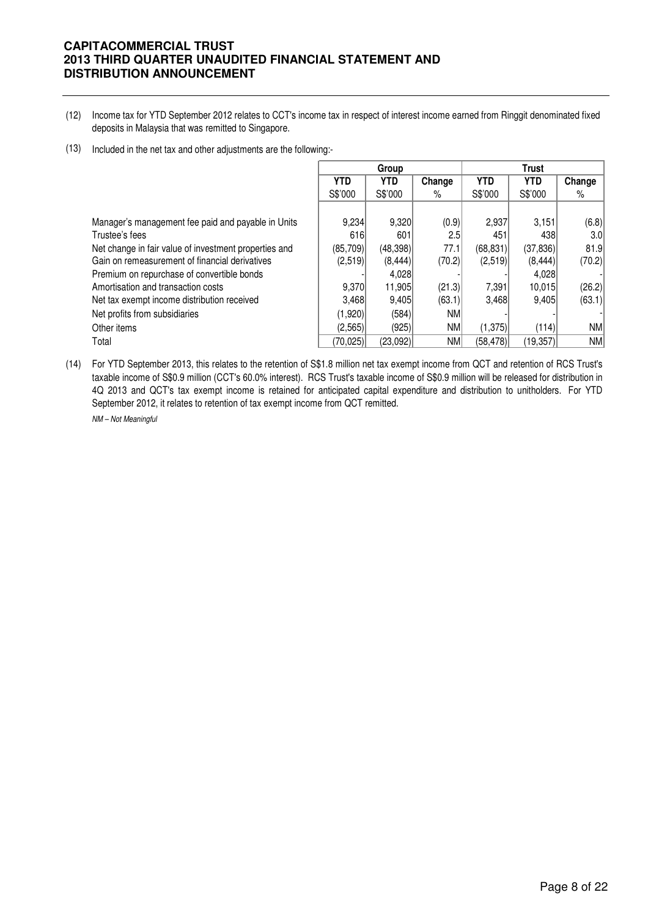(12) Income tax for YTD September 2012 relates to CCT's income tax in respect of interest income earned from Ringgit denominated fixed deposits in Malaysia that was remitted to Singapore.

(13) Included in the net tax and other adjustments are the following:-

| | Group | | | Trust | | |
|---|---|---|---|---|---|---|
| | YTD<br>S$'000 | YTD<br>S$'000 | Change<br>% | YTD<br>S$'000 | YTD<br>S$'000 | Change<br>% |
| Manager's management fee paid and payable in Units | 9,234 | 9,320 | (0.9) | 2,937 | 3,151 | (6.8) |
| Trustee's fees | 616 | 601 | 2.5 | 451 | 438 | 3.0 |
| Net change in fair value of investment properties and | (85,709) | (48,398) | 77.1 | (68,831) | (37,836) | 81.9 |
| Gain on remeasurement of financial derivatives | (2,519) | (8,444) | (70.2) | (2,519) | (8,444) | (70.2) |
| Premium on repurchase of convertible bonds | - | 4,028 | - | - | 4,028 | - |
| Amortisation and transaction costs | 9,370 | 11,905 | (21.3) | 7,391 | 10,015 | (26.2) |
| Net tax exempt income distribution received | 3,468 | 9,405 | (63.1) | 3,468 | 9,405 | (63.1) |
| Net profits from subsidiaries | (1,920) | (584) | NM | - | - | - |
| Other items | (2,565) | (925) | NM | (1,375) | (114) | NM |
| Total | (70,025) | (23,092) | NM | (58,478) | (19,357) | NM |

(14) For YTD September 2013, this relates to the retention of S$1.8 million net tax exempt income from QCT and retention of RCS Trust's taxable income of S$0.9 million (CCT's 60.0% interest). RCS Trust's taxable income of S$0.9 million will be released for distribution in 4Q 2013 and QCT's tax exempt income is retained for anticipated capital expenditure and distribution to unitholders. For YTD September 2012, it relates to retention of tax exempt income from QCT remitted.

*NM – Not Meaningful*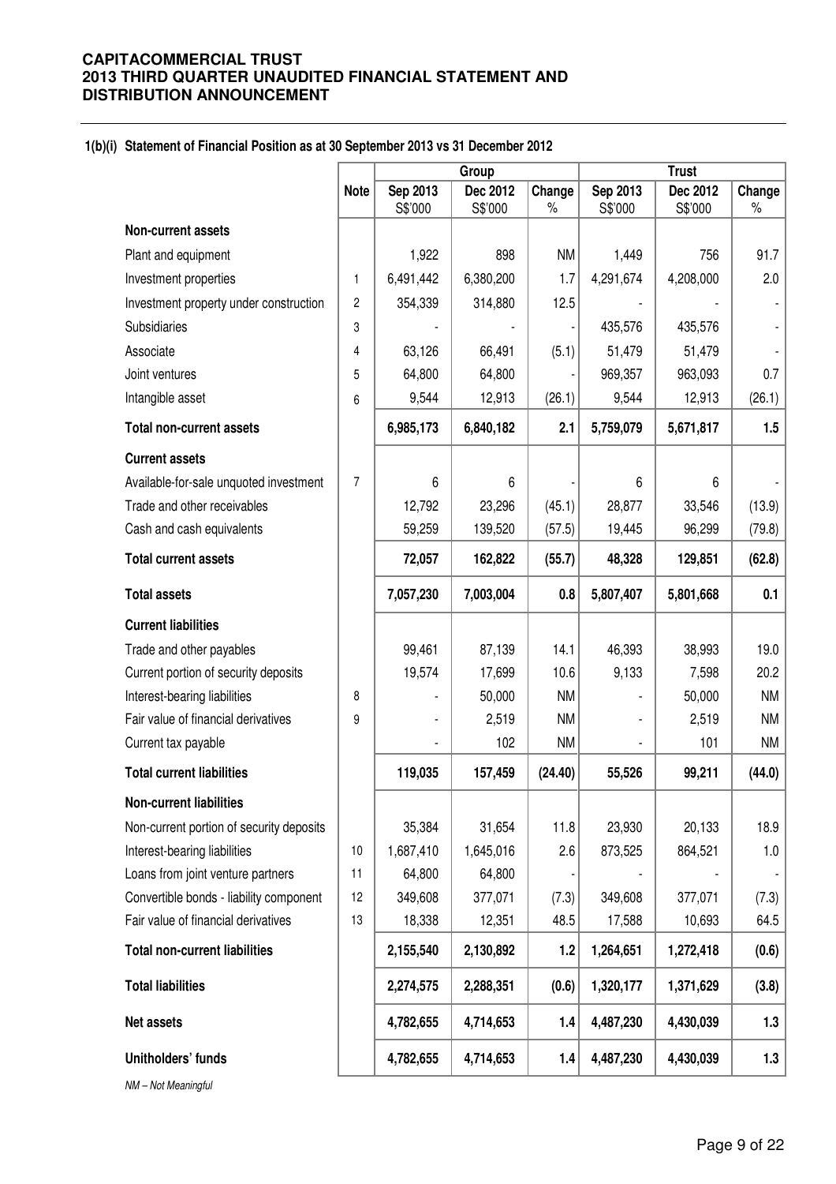**1(b)(i) Statement of Financial Position as at 30 September 2013 vs 31 December 2012**

| | Note | Group | | | Trust | | |
|---|---|---|---|---|---|---|---|
| | | Sep 2013 S$'000 | Dec 2012 S$'000 | Change % | Sep 2013 S$'000 | Dec 2012 S$'000 | Change % |
| **Non-current assets** | | | | | | | |
| Plant and equipment | | 1,922 | 898 | NM | 1,449 | 756 | 91.7 |
| Investment properties | 1 | 6,491,442 | 6,380,200 | 1.7 | 4,291,674 | 4,208,000 | 2.0 |
| Investment property under construction | 2 | 354,339 | 314,880 | 12.5 | - | - | - |
| Subsidiaries | 3 | - | - | - | 435,576 | 435,576 | - |
| Associate | 4 | 63,126 | 66,491 | (5.1) | 51,479 | 51,479 | - |
| Joint ventures | 5 | 64,800 | 64,800 | - | 969,357 | 963,093 | 0.7 |
| Intangible asset | 6 | 9,544 | 12,913 | (26.1) | 9,544 | 12,913 | (26.1) |
| **Total non-current assets** | | **6,985,173** | **6,840,182** | **2.1** | **5,759,079** | **5,671,817** | **1.5** |
| **Current assets** | | | | | | | |
| Available-for-sale unquoted investment | 7 | 6 | 6 | - | 6 | 6 | - |
| Trade and other receivables | | 12,792 | 23,296 | (45.1) | 28,877 | 33,546 | (13.9) |
| Cash and cash equivalents | | 59,259 | 139,520 | (57.5) | 19,445 | 96,299 | (79.8) |
| **Total current assets** | | **72,057** | **162,822** | **(55.7)** | **48,328** | **129,851** | **(62.8)** |
| **Total assets** | | **7,057,230** | **7,003,004** | **0.8** | **5,807,407** | **5,801,668** | **0.1** |
| **Current liabilities** | | | | | | | |
| Trade and other payables | | 99,461 | 87,139 | 14.1 | 46,393 | 38,993 | 19.0 |
| Current portion of security deposits | | 19,574 | 17,699 | 10.6 | 9,133 | 7,598 | 20.2 |
| Interest-bearing liabilities | 8 | - | 50,000 | NM | - | 50,000 | NM |
| Fair value of financial derivatives | 9 | - | 2,519 | NM | - | 2,519 | NM |
| Current tax payable | | - | 102 | NM | - | 101 | NM |
| **Total current liabilities** | | **119,035** | **157,459** | **(24.40)** | **55,526** | **99,211** | **(44.0)** |
| **Non-current liabilities** | | | | | | | |
| Non-current portion of security deposits | | 35,384 | 31,654 | 11.8 | 23,930 | 20,133 | 18.9 |
| Interest-bearing liabilities | 10 | 1,687,410 | 1,645,016 | 2.6 | 873,525 | 864,521 | 1.0 |
| Loans from joint venture partners | 11 | 64,800 | 64,800 | - | - | - | - |
| Convertible bonds - liability component | 12 | 349,608 | 377,071 | (7.3) | 349,608 | 377,071 | (7.3) |
| Fair value of financial derivatives | 13 | 18,338 | 12,351 | 48.5 | 17,588 | 10,693 | 64.5 |
| **Total non-current liabilities** | | **2,155,540** | **2,130,892** | **1.2** | **1,264,651** | **1,272,418** | **(0.6)** |
| **Total liabilities** | | **2,274,575** | **2,288,351** | **(0.6)** | **1,320,177** | **1,371,629** | **(3.8)** |
| **Net assets** | | **4,782,655** | **4,714,653** | **1.4** | **4,487,230** | **4,430,039** | **1.3** |
| **Unitholders' funds** | | **4,782,655** | **4,714,653** | **1.4** | **4,487,230** | **4,430,039** | **1.3** |

*NM – Not Meaningful*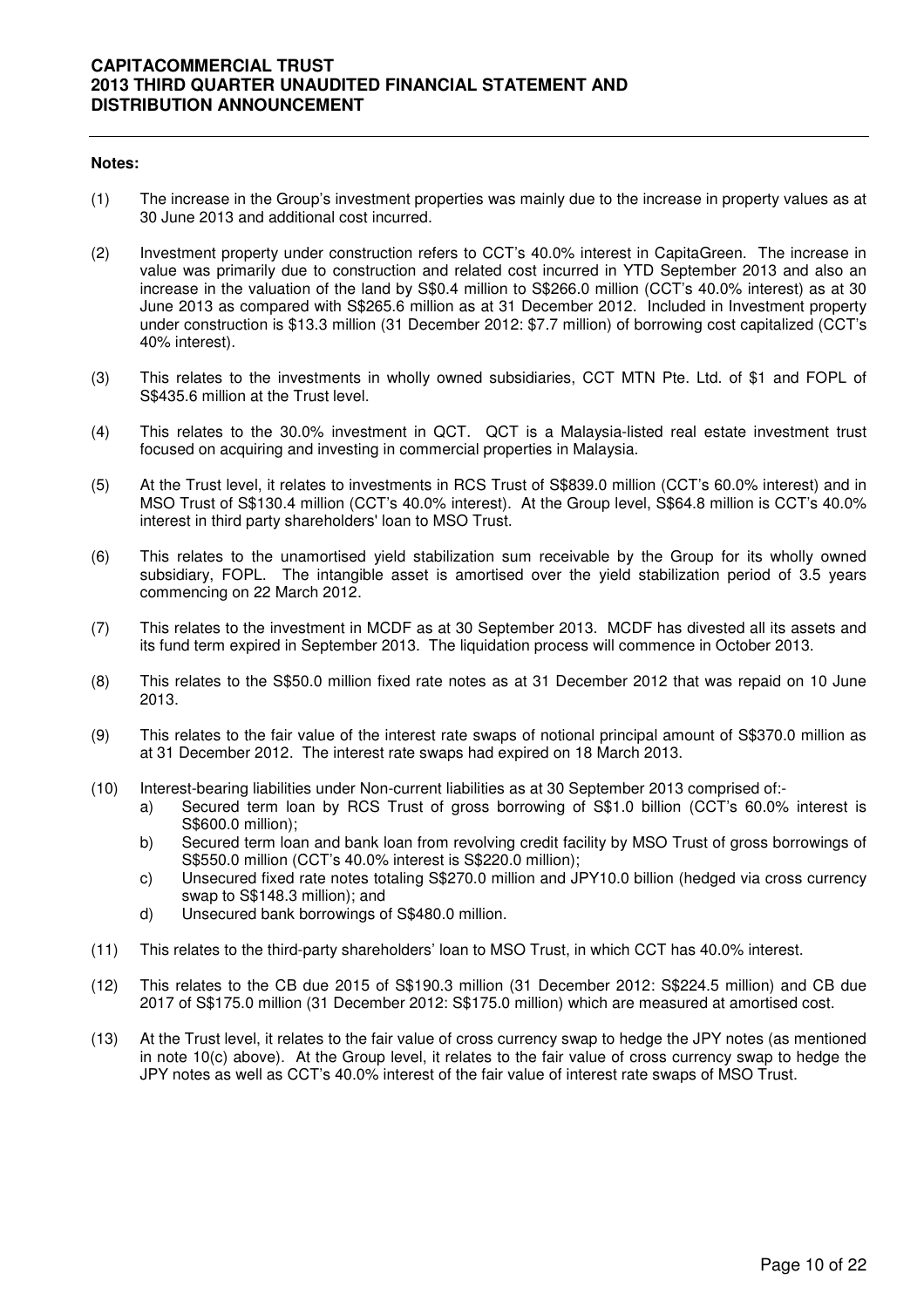**Notes:**

(1) The increase in the Group's investment properties was mainly due to the increase in property values as at 30 June 2013 and additional cost incurred.

(2) Investment property under construction refers to CCT's 40.0% interest in CapitaGreen. The increase in value was primarily due to construction and related cost incurred in YTD September 2013 and also an increase in the valuation of the land by S$0.4 million to S$266.0 million (CCT's 40.0% interest) as at 30 June 2013 as compared with S$265.6 million as at 31 December 2012. Included in Investment property under construction is $13.3 million (31 December 2012: $7.7 million) of borrowing cost capitalized (CCT's 40% interest).

(3) This relates to the investments in wholly owned subsidiaries, CCT MTN Pte. Ltd. of $1 and FOPL of S$435.6 million at the Trust level.

(4) This relates to the 30.0% investment in QCT. QCT is a Malaysia-listed real estate investment trust focused on acquiring and investing in commercial properties in Malaysia.

(5) At the Trust level, it relates to investments in RCS Trust of S$839.0 million (CCT's 60.0% interest) and in MSO Trust of S$130.4 million (CCT's 40.0% interest). At the Group level, S$64.8 million is CCT's 40.0% interest in third party shareholders' loan to MSO Trust.

(6) This relates to the unamortised yield stabilization sum receivable by the Group for its wholly owned subsidiary, FOPL. The intangible asset is amortised over the yield stabilization period of 3.5 years commencing on 22 March 2012.

(7) This relates to the investment in MCDF as at 30 September 2013. MCDF has divested all its assets and its fund term expired in September 2013. The liquidation process will commence in October 2013.

(8) This relates to the S$50.0 million fixed rate notes as at 31 December 2012 that was repaid on 10 June 2013.

(9) This relates to the fair value of the interest rate swaps of notional principal amount of S$370.0 million as at 31 December 2012. The interest rate swaps had expired on 18 March 2013.

(10) Interest-bearing liabilities under Non-current liabilities as at 30 September 2013 comprised of:-
   a) Secured term loan by RCS Trust of gross borrowing of S$1.0 billion (CCT's 60.0% interest is S$600.0 million);
   b) Secured term loan and bank loan from revolving credit facility by MSO Trust of gross borrowings of S$550.0 million (CCT's 40.0% interest is S$220.0 million);
   c) Unsecured fixed rate notes totaling S$270.0 million and JPY10.0 billion (hedged via cross currency swap to S$148.3 million); and
   d) Unsecured bank borrowings of S$480.0 million.

(11) This relates to the third-party shareholders' loan to MSO Trust, in which CCT has 40.0% interest.

(12) This relates to the CB due 2015 of S$190.3 million (31 December 2012: S$224.5 million) and CB due 2017 of S$175.0 million (31 December 2012: S$175.0 million) which are measured at amortised cost.

(13) At the Trust level, it relates to the fair value of cross currency swap to hedge the JPY notes (as mentioned in note 10(c) above). At the Group level, it relates to the fair value of cross currency swap to hedge the JPY notes as well as CCT's 40.0% interest of the fair value of interest rate swaps of MSO Trust.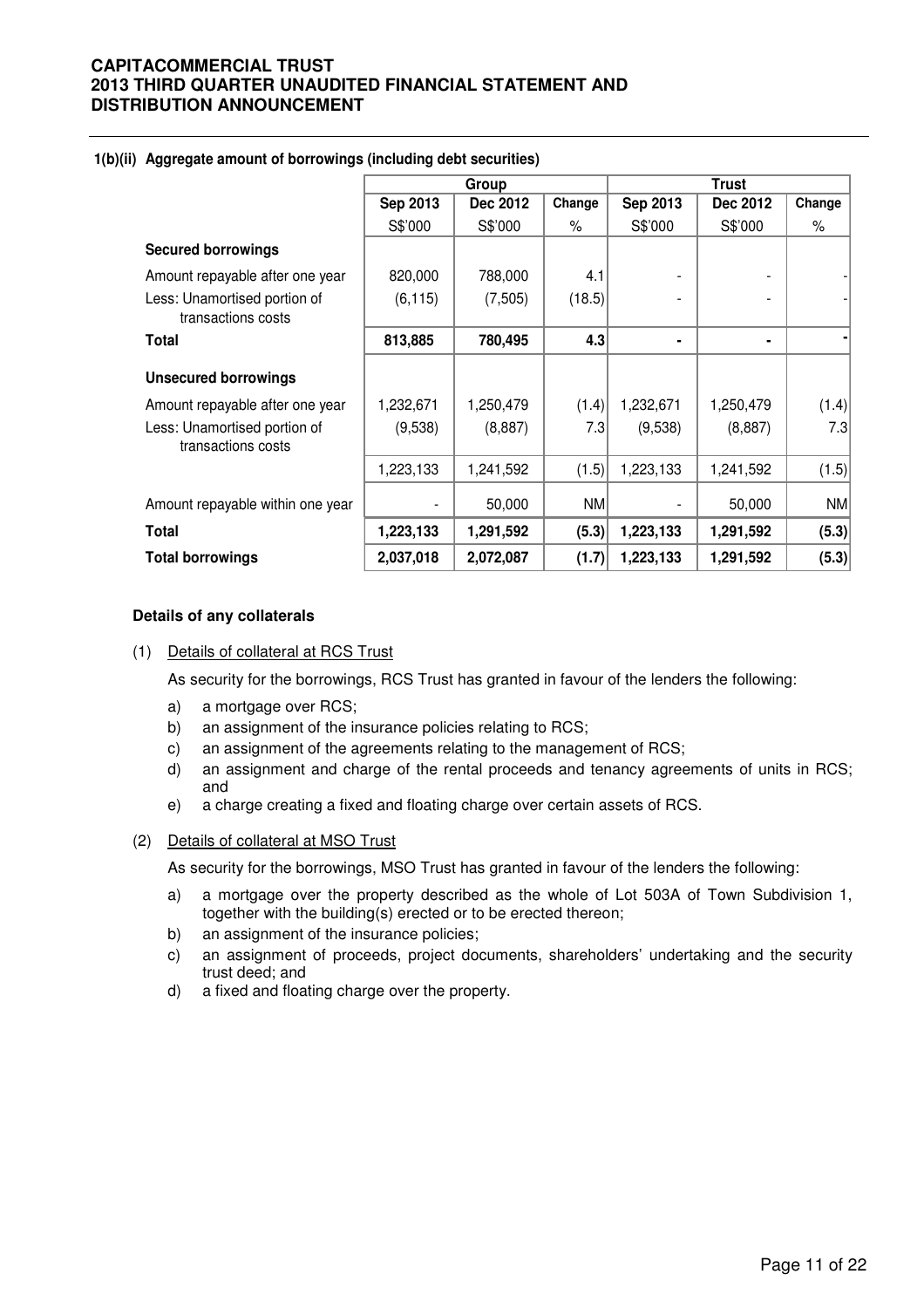### 1(b)(ii) Aggregate amount of borrowings (including debt securities)

| | Group | | | Trust | | |
|---|---|---|---|---|---|---|
| | Sep 2013 | Dec 2012 | Change | Sep 2013 | Dec 2012 | Change |
| | S$'000 | S$'000 | % | S$'000 | S$'000 | % |
| **Secured borrowings** | | | | | | |
| Amount repayable after one year | 820,000 | 788,000 | 4.1 | - | - | - |
| Less: Unamortised portion of transactions costs | (6,115) | (7,505) | (18.5) | - | - | - |
| **Total** | **813,885** | **780,495** | **4.3** | **-** | **-** | **-** |
| **Unsecured borrowings** | | | | | | |
| Amount repayable after one year | 1,232,671 | 1,250,479 | (1.4) | 1,232,671 | 1,250,479 | (1.4) |
| Less: Unamortised portion of transactions costs | (9,538) | (8,887) | 7.3 | (9,538) | (8,887) | 7.3 |
| | 1,223,133 | 1,241,592 | (1.5) | 1,223,133 | 1,241,592 | (1.5) |
| Amount repayable within one year | - | 50,000 | NM | - | 50,000 | NM |
| **Total** | **1,223,133** | **1,291,592** | **(5.3)** | **1,223,133** | **1,291,592** | **(5.3)** |
| **Total borrowings** | **2,037,018** | **2,072,087** | **(1.7)** | **1,223,133** | **1,291,592** | **(5.3)** |

**Details of any collaterals**

(1) Details of collateral at RCS Trust

As security for the borrowings, RCS Trust has granted in favour of the lenders the following:

a) a mortgage over RCS;
b) an assignment of the insurance policies relating to RCS;
c) an assignment of the agreements relating to the management of RCS;
d) an assignment and charge of the rental proceeds and tenancy agreements of units in RCS; and
e) a charge creating a fixed and floating charge over certain assets of RCS.

(2) Details of collateral at MSO Trust

As security for the borrowings, MSO Trust has granted in favour of the lenders the following:

a) a mortgage over the property described as the whole of Lot 503A of Town Subdivision 1, together with the building(s) erected or to be erected thereon;
b) an assignment of the insurance policies;
c) an assignment of proceeds, project documents, shareholders' undertaking and the security trust deed; and
d) a fixed and floating charge over the property.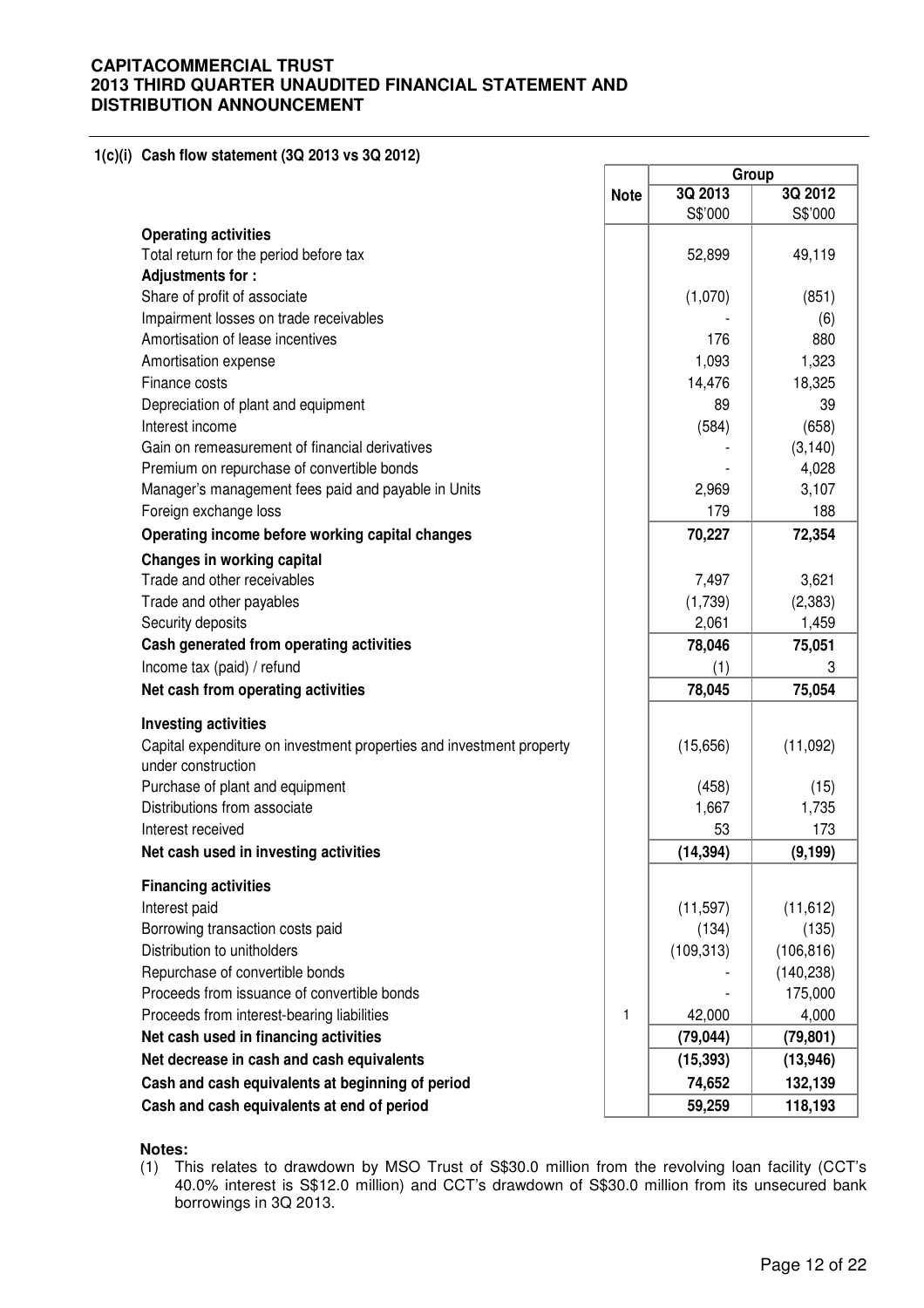## 1(c)(i) Cash flow statement (3Q 2013 vs 3Q 2012)

| | Note | Group | |
|---|---|---|---|
| | | 3Q 2013 | 3Q 2012 |
| | | S$'000 | S$'000 |
| **Operating activities** | | | |
| Total return for the period before tax | | 52,899 | 49,119 |
| **Adjustments for :** | | | |
| Share of profit of associate | | (1,070) | (851) |
| Impairment losses on trade receivables | | - | (6) |
| Amortisation of lease incentives | | 176 | 880 |
| Amortisation expense | | 1,093 | 1,323 |
| Finance costs | | 14,476 | 18,325 |
| Depreciation of plant and equipment | | 89 | 39 |
| Interest income | | (584) | (658) |
| Gain on remeasurement of financial derivatives | | - | (3,140) |
| Premium on repurchase of convertible bonds | | - | 4,028 |
| Manager's management fees paid and payable in Units | | 2,969 | 3,107 |
| Foreign exchange loss | | 179 | 188 |
| **Operating income before working capital changes** | | **70,227** | **72,354** |
| **Changes in working capital** | | | |
| Trade and other receivables | | 7,497 | 3,621 |
| Trade and other payables | | (1,739) | (2,383) |
| Security deposits | | 2,061 | 1,459 |
| **Cash generated from operating activities** | | **78,046** | **75,051** |
| Income tax (paid) / refund | | (1) | 3 |
| **Net cash from operating activities** | | **78,045** | **75,054** |
| **Investing activities** | | | |
| Capital expenditure on investment properties and investment property under construction | | (15,656) | (11,092) |
| Purchase of plant and equipment | | (458) | (15) |
| Distributions from associate | | 1,667 | 1,735 |
| Interest received | | 53 | 173 |
| **Net cash used in investing activities** | | **(14,394)** | **(9,199)** |
| **Financing activities** | | | |
| Interest paid | | (11,597) | (11,612) |
| Borrowing transaction costs paid | | (134) | (135) |
| Distribution to unitholders | | (109,313) | (106,816) |
| Repurchase of convertible bonds | | - | (140,238) |
| Proceeds from issuance of convertible bonds | | - | 175,000 |
| Proceeds from interest-bearing liabilities | 1 | 42,000 | 4,000 |
| **Net cash used in financing activities** | | **(79,044)** | **(79,801)** |
| **Net decrease in cash and cash equivalents** | | **(15,393)** | **(13,946)** |
| **Cash and cash equivalents at beginning of period** | | **74,652** | **132,139** |
| **Cash and cash equivalents at end of period** | | **59,259** | **118,193** |

**Notes:**

(1) This relates to drawdown by MSO Trust of S$30.0 million from the revolving loan facility (CCT's 40.0% interest is S$12.0 million) and CCT's drawdown of S$30.0 million from its unsecured bank borrowings in 3Q 2013.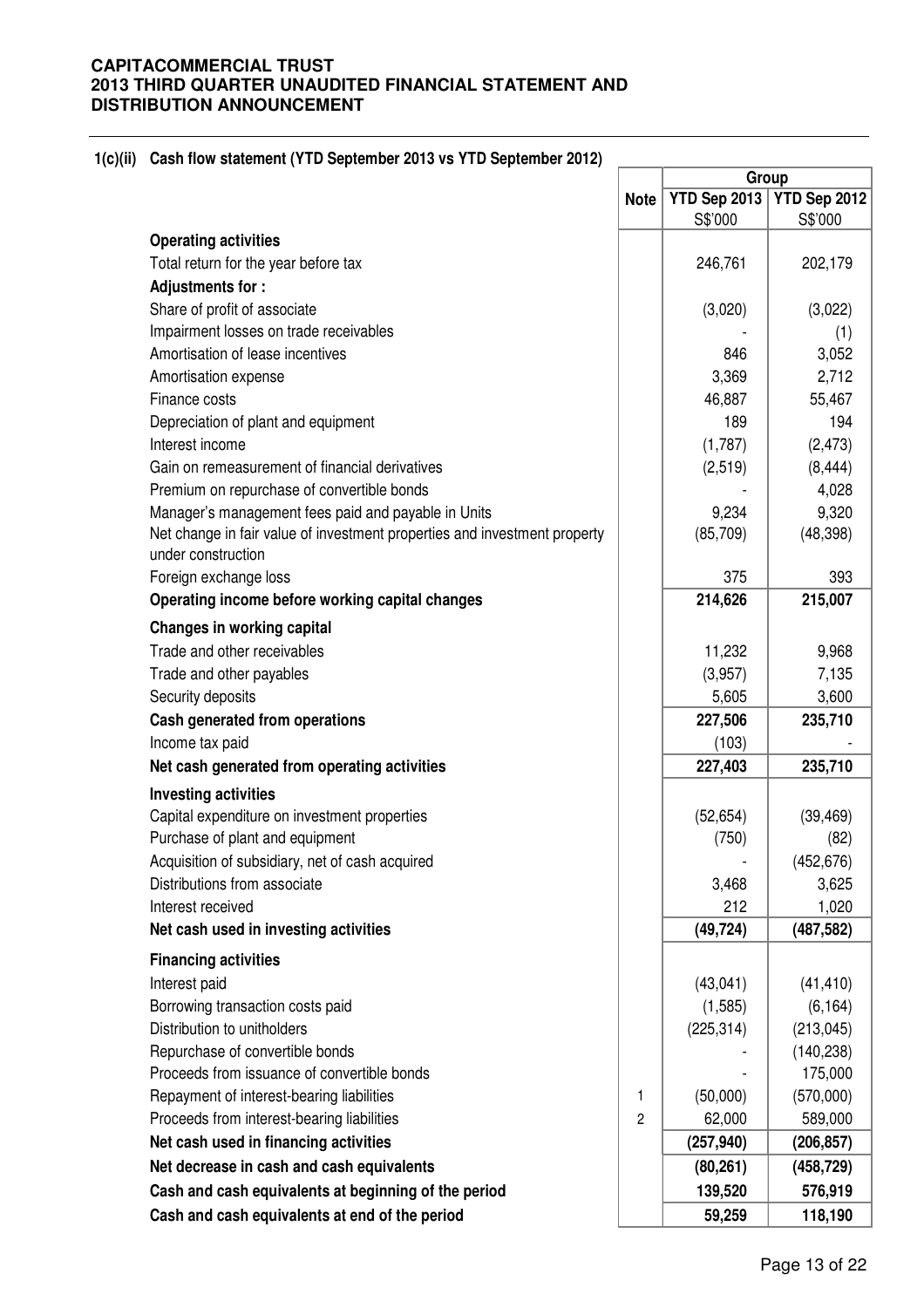## 1(c)(ii) Cash flow statement (YTD September 2013 vs YTD September 2012)

| | Note | Group | |
|---|---|---|---|
| | | YTD Sep 2013 | YTD Sep 2012 |
| | | S$'000 | S$'000 |
| **Operating activities** | | | |
| Total return for the year before tax | | 246,761 | 202,179 |
| **Adjustments for :** | | | |
| Share of profit of associate | | (3,020) | (3,022) |
| Impairment losses on trade receivables | | - | (1) |
| Amortisation of lease incentives | | 846 | 3,052 |
| Amortisation expense | | 3,369 | 2,712 |
| Finance costs | | 46,887 | 55,467 |
| Depreciation of plant and equipment | | 189 | 194 |
| Interest income | | (1,787) | (2,473) |
| Gain on remeasurement of financial derivatives | | (2,519) | (8,444) |
| Premium on repurchase of convertible bonds | | - | 4,028 |
| Manager's management fees paid and payable in Units | | 9,234 | 9,320 |
| Net change in fair value of investment properties and investment property under construction | | (85,709) | (48,398) |
| Foreign exchange loss | | 375 | 393 |
| **Operating income before working capital changes** | | **214,626** | **215,007** |
| **Changes in working capital** | | | |
| Trade and other receivables | | 11,232 | 9,968 |
| Trade and other payables | | (3,957) | 7,135 |
| Security deposits | | 5,605 | 3,600 |
| **Cash generated from operations** | | **227,506** | **235,710** |
| Income tax paid | | (103) | - |
| **Net cash generated from operating activities** | | **227,403** | **235,710** |
| **Investing activities** | | | |
| Capital expenditure on investment properties | | (52,654) | (39,469) |
| Purchase of plant and equipment | | (750) | (82) |
| Acquisition of subsidiary, net of cash acquired | | - | (452,676) |
| Distributions from associate | | 3,468 | 3,625 |
| Interest received | | 212 | 1,020 |
| **Net cash used in investing activities** | | **(49,724)** | **(487,582)** |
| **Financing activities** | | | |
| Interest paid | | (43,041) | (41,410) |
| Borrowing transaction costs paid | | (1,585) | (6,164) |
| Distribution to unitholders | | (225,314) | (213,045) |
| Repurchase of convertible bonds | | - | (140,238) |
| Proceeds from issuance of convertible bonds | | - | 175,000 |
| Repayment of interest-bearing liabilities | 1 | (50,000) | (570,000) |
| Proceeds from interest-bearing liabilities | 2 | 62,000 | 589,000 |
| **Net cash used in financing activities** | | **(257,940)** | **(206,857)** |
| **Net decrease in cash and cash equivalents** | | **(80,261)** | **(458,729)** |
| **Cash and cash equivalents at beginning of the period** | | **139,520** | **576,919** |
| **Cash and cash equivalents at end of the period** | | **59,259** | **118,190** |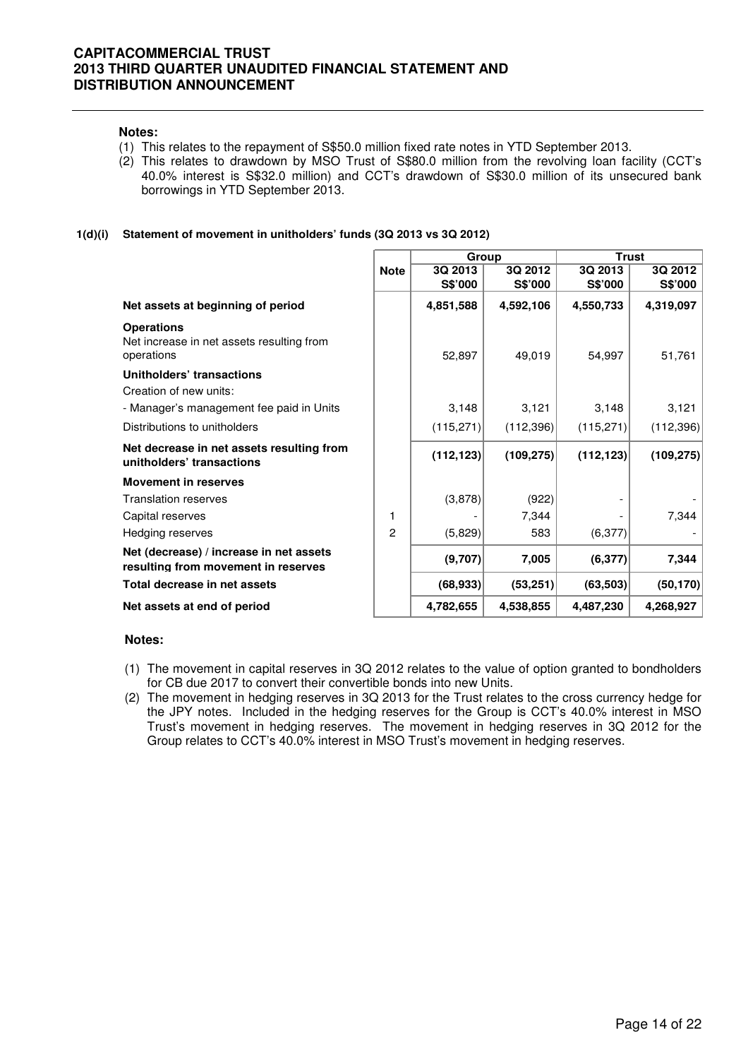**Notes:**

(1) This relates to the repayment of S$50.0 million fixed rate notes in YTD September 2013.

(2) This relates to drawdown by MSO Trust of S$80.0 million from the revolving loan facility (CCT's 40.0% interest is S$32.0 million) and CCT's drawdown of S$30.0 million of its unsecured bank borrowings in YTD September 2013.

### 1(d)(i) Statement of movement in unitholders' funds (3Q 2013 vs 3Q 2012)

| | Note | Group | | Trust | |
|---|---|---|---|---|---|
| | | 3Q 2013 S$'000 | 3Q 2012 S$'000 | 3Q 2013 S$'000 | 3Q 2012 S$'000 |
| **Net assets at beginning of period** | | **4,851,588** | **4,592,106** | **4,550,733** | **4,319,097** |
| **Operations** | | | | | |
| Net increase in net assets resulting from operations | | 52,897 | 49,019 | 54,997 | 51,761 |
| **Unitholders' transactions** | | | | | |
| Creation of new units: | | | | | |
| - Manager's management fee paid in Units | | 3,148 | 3,121 | 3,148 | 3,121 |
| Distributions to unitholders | | (115,271) | (112,396) | (115,271) | (112,396) |
| **Net decrease in net assets resulting from unitholders' transactions** | | **(112,123)** | **(109,275)** | **(112,123)** | **(109,275)** |
| **Movement in reserves** | | | | | |
| Translation reserves | | (3,878) | (922) | - | - |
| Capital reserves | 1 | - | 7,344 | - | 7,344 |
| Hedging reserves | 2 | (5,829) | 583 | (6,377) | - |
| **Net (decrease) / increase in net assets resulting from movement in reserves** | | **(9,707)** | **7,005** | **(6,377)** | **7,344** |
| **Total decrease in net assets** | | **(68,933)** | **(53,251)** | **(63,503)** | **(50,170)** |
| **Net assets at end of period** | | **4,782,655** | **4,538,855** | **4,487,230** | **4,268,927** |

**Notes:**

(1) The movement in capital reserves in 3Q 2012 relates to the value of option granted to bondholders for CB due 2017 to convert their convertible bonds into new Units.

(2) The movement in hedging reserves in 3Q 2013 for the Trust relates to the cross currency hedge for the JPY notes. Included in the hedging reserves for the Group is CCT's 40.0% interest in MSO Trust's movement in hedging reserves. The movement in hedging reserves in 3Q 2012 for the Group relates to CCT's 40.0% interest in MSO Trust's movement in hedging reserves.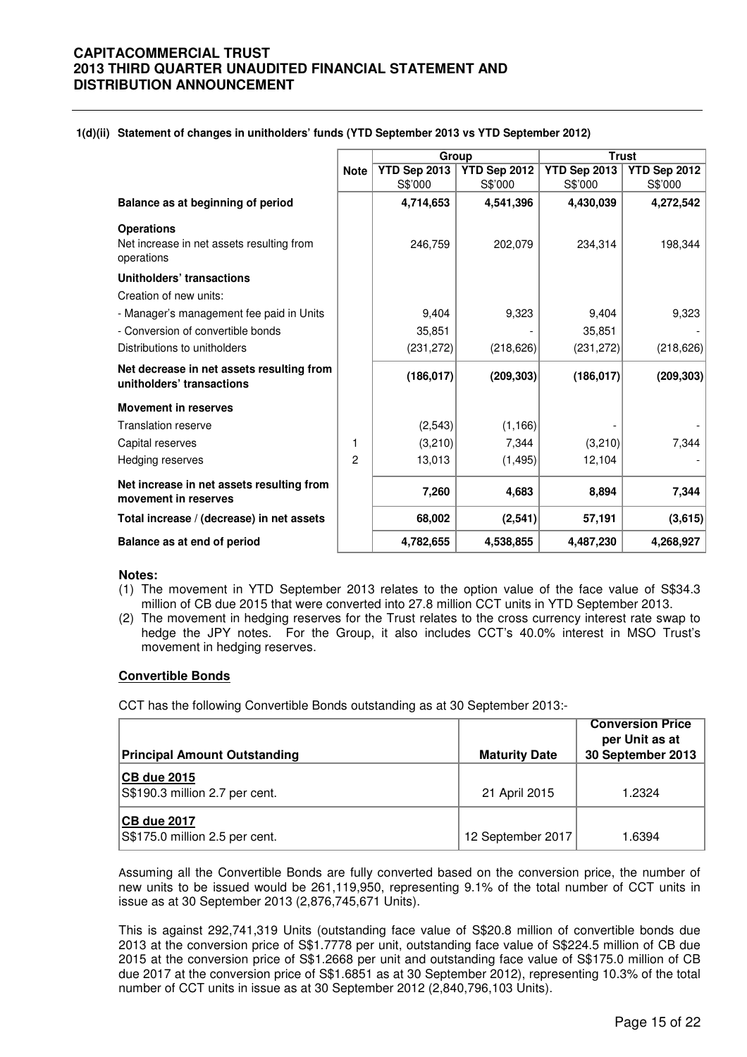**1(d)(ii) Statement of changes in unitholders' funds (YTD September 2013 vs YTD September 2012)**

| | Note | Group | | Trust | |
|---|---|---|---|---|---|
| | | YTD Sep 2013 S$'000 | YTD Sep 2012 S$'000 | YTD Sep 2013 S$'000 | YTD Sep 2012 S$'000 |
| **Balance as at beginning of period** | | **4,714,653** | **4,541,396** | **4,430,039** | **4,272,542** |
| **Operations** | | | | | |
| Net increase in net assets resulting from operations | | 246,759 | 202,079 | 234,314 | 198,344 |
| **Unitholders' transactions** | | | | | |
| Creation of new units: | | | | | |
| - Manager's management fee paid in Units | | 9,404 | 9,323 | 9,404 | 9,323 |
| - Conversion of convertible bonds | | 35,851 | - | 35,851 | - |
| Distributions to unitholders | | (231,272) | (218,626) | (231,272) | (218,626) |
| **Net decrease in net assets resulting from unitholders' transactions** | | **(186,017)** | **(209,303)** | **(186,017)** | **(209,303)** |
| **Movement in reserves** | | | | | |
| Translation reserve | | (2,543) | (1,166) | - | - |
| Capital reserves | 1 | (3,210) | 7,344 | (3,210) | 7,344 |
| Hedging reserves | 2 | 13,013 | (1,495) | 12,104 | - |
| **Net increase in net assets resulting from movement in reserves** | | **7,260** | **4,683** | **8,894** | **7,344** |
| **Total increase / (decrease) in net assets** | | **68,002** | **(2,541)** | **57,191** | **(3,615)** |
| **Balance as at end of period** | | **4,782,655** | **4,538,855** | **4,487,230** | **4,268,927** |

**Notes:**

(1) The movement in YTD September 2013 relates to the option value of the face value of S$34.3 million of CB due 2015 that were converted into 27.8 million CCT units in YTD September 2013.

(2) The movement in hedging reserves for the Trust relates to the cross currency interest rate swap to hedge the JPY notes. For the Group, it also includes CCT's 40.0% interest in MSO Trust's movement in hedging reserves.

**Convertible Bonds**

CCT has the following Convertible Bonds outstanding as at 30 September 2013:-

| Principal Amount Outstanding | Maturity Date | Conversion Price per Unit as at 30 September 2013 |
|---|---|---|
| CB due 2015 S$190.3 million 2.7 per cent. | 21 April 2015 | 1.2324 |
| CB due 2017 S$175.0 million 2.5 per cent. | 12 September 2017 | 1.6394 |

Assuming all the Convertible Bonds are fully converted based on the conversion price, the number of new units to be issued would be 261,119,950, representing 9.1% of the total number of CCT units in issue as at 30 September 2013 (2,876,745,671 Units).

This is against 292,741,319 Units (outstanding face value of S$20.8 million of convertible bonds due 2013 at the conversion price of S$1.7778 per unit, outstanding face value of S$224.5 million of CB due 2015 at the conversion price of S$1.2668 per unit and outstanding face value of S$175.0 million of CB due 2017 at the conversion price of S$1.6851 as at 30 September 2012), representing 10.3% of the total number of CCT units in issue as at 30 September 2012 (2,840,796,103 Units).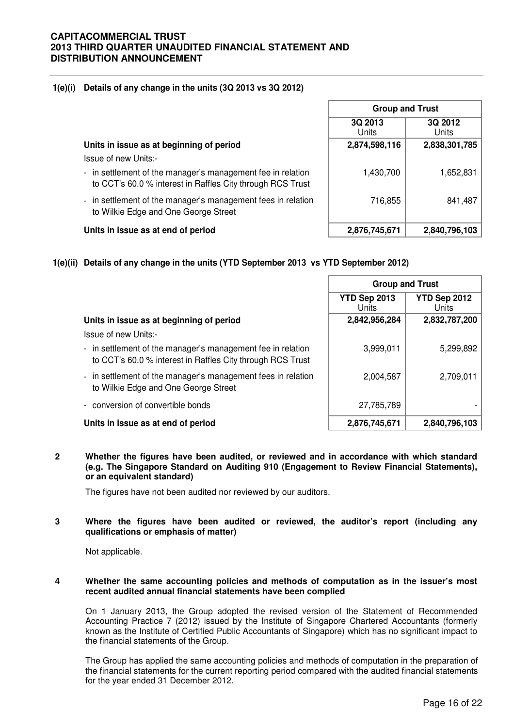### 1(e)(i) Details of any change in the units (3Q 2013 vs 3Q 2012)

| | Group and Trust | |
|---|---|---|
| | 3Q 2013 Units | 3Q 2012 Units |
| **Units in issue as at beginning of period** | **2,874,598,116** | **2,838,301,785** |
| Issue of new Units:- | | |
| - in settlement of the manager's management fee in relation to CCT's 60.0 % interest in Raffles City through RCS Trust | 1,430,700 | 1,652,831 |
| - in settlement of the manager's management fees in relation to Wilkie Edge and One George Street | 716,855 | 841,487 |
| **Units in issue as at end of period** | **2,876,745,671** | **2,840,796,103** |

### 1(e)(ii) Details of any change in the units (YTD September 2013 vs YTD September 2012)

| | Group and Trust | |
|---|---|---|
| | YTD Sep 2013 Units | YTD Sep 2012 Units |
| **Units in issue as at beginning of period** | **2,842,956,284** | **2,832,787,200** |
| Issue of new Units:- | | |
| - in settlement of the manager's management fee in relation to CCT's 60.0 % interest in Raffles City through RCS Trust | 3,999,011 | 5,299,892 |
| - in settlement of the manager's management fees in relation to Wilkie Edge and One George Street | 2,004,587 | 2,709,011 |
| - conversion of convertible bonds | 27,785,789 | - |
| **Units in issue as at end of period** | **2,876,745,671** | **2,840,796,103** |

### 2 Whether the figures have been audited, or reviewed and in accordance with which standard (e.g. The Singapore Standard on Auditing 910 (Engagement to Review Financial Statements), or an equivalent standard)

The figures have not been audited nor reviewed by our auditors.

### 3 Where the figures have been audited or reviewed, the auditor's report (including any qualifications or emphasis of matter)

Not applicable.

### 4 Whether the same accounting policies and methods of computation as in the issuer's most recent audited annual financial statements have been complied

On 1 January 2013, the Group adopted the revised version of the Statement of Recommended Accounting Practice 7 (2012) issued by the Institute of Singapore Chartered Accountants (formerly known as the Institute of Certified Public Accountants of Singapore) which has no significant impact to the financial statements of the Group.

The Group has applied the same accounting policies and methods of computation in the preparation of the financial statements for the current reporting period compared with the audited financial statements for the year ended 31 December 2012.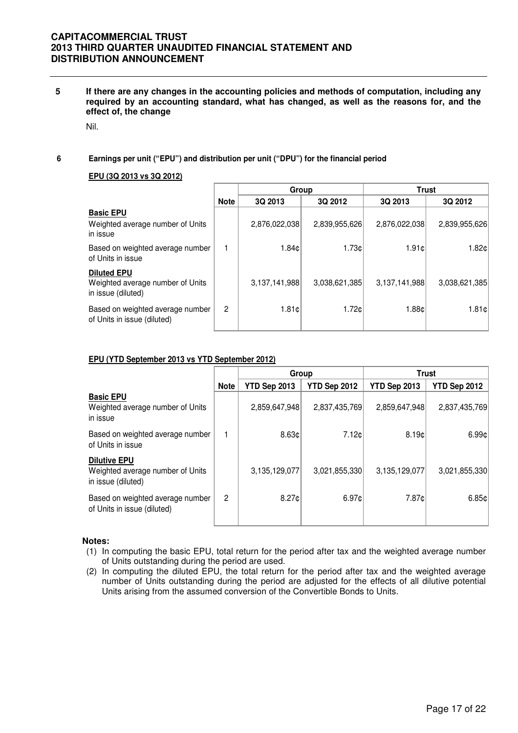## 5 If there are any changes in the accounting policies and methods of computation, including any required by an accounting standard, what has changed, as well as the reasons for, and the effect of, the change

Nil.

## 6 Earnings per unit ("EPU") and distribution per unit ("DPU") for the financial period

**EPU (3Q 2013 vs 3Q 2012)**

| | Note | Group | | Trust | |
|---|---|---|---|---|---|
| | | 3Q 2013 | 3Q 2012 | 3Q 2013 | 3Q 2012 |
| **Basic EPU** | | | | | |
| Weighted average number of Units in issue | | 2,876,022,038 | 2,839,955,626 | 2,876,022,038 | 2,839,955,626 |
| Based on weighted average number of Units in issue | 1 | 1.84¢ | 1.73¢ | 1.91¢ | 1.82¢ |
| **Diluted EPU** | | | | | |
| Weighted average number of Units in issue (diluted) | | 3,137,141,988 | 3,038,621,385 | 3,137,141,988 | 3,038,621,385 |
| Based on weighted average number of Units in issue (diluted) | 2 | 1.81¢ | 1.72¢ | 1.88¢ | 1.81¢ |

**EPU (YTD September 2013 vs YTD September 2012)**

| | Note | Group | | Trust | |
|---|---|---|---|---|---|
| | | YTD Sep 2013 | YTD Sep 2012 | YTD Sep 2013 | YTD Sep 2012 |
| **Basic EPU** | | | | | |
| Weighted average number of Units in issue | | 2,859,647,948 | 2,837,435,769 | 2,859,647,948 | 2,837,435,769 |
| Based on weighted average number of Units in issue | 1 | 8.63¢ | 7.12¢ | 8.19¢ | 6.99¢ |
| **Dilutive EPU** | | | | | |
| Weighted average number of Units in issue (diluted) | | 3,135,129,077 | 3,021,855,330 | 3,135,129,077 | 3,021,855,330 |
| Based on weighted average number of Units in issue (diluted) | 2 | 8.27¢ | 6.97¢ | 7.87¢ | 6.85¢ |

**Notes:**

(1) In computing the basic EPU, total return for the period after tax and the weighted average number of Units outstanding during the period are used.

(2) In computing the diluted EPU, the total return for the period after tax and the weighted average number of Units outstanding during the period are adjusted for the effects of all dilutive potential Units arising from the assumed conversion of the Convertible Bonds to Units.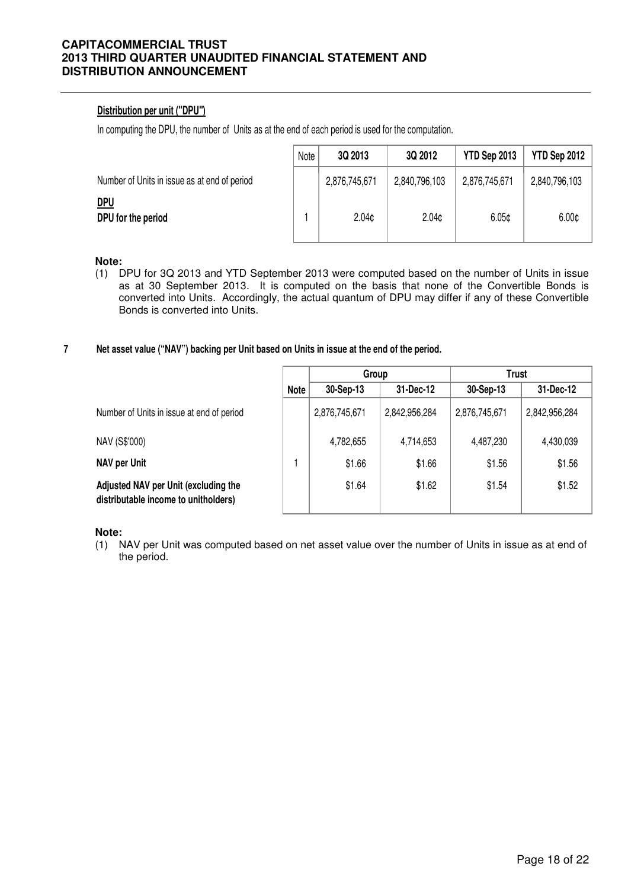**Distribution per unit ("DPU")**

In computing the DPU, the number of Units as at the end of each period is used for the computation.

| | Note | 3Q 2013 | 3Q 2012 | YTD Sep 2013 | YTD Sep 2012 |
|---|---|---|---|---|---|
| Number of Units in issue as at end of period | | 2,876,745,671 | 2,840,796,103 | 2,876,745,671 | 2,840,796,103 |
| **DPU** | | | | | |
| **DPU for the period** | 1 | 2.04¢ | 2.04¢ | 6.05¢ | 6.00¢ |

**Note:**

(1) DPU for 3Q 2013 and YTD September 2013 were computed based on the number of Units in issue as at 30 September 2013. It is computed on the basis that none of the Convertible Bonds is converted into Units. Accordingly, the actual quantum of DPU may differ if any of these Convertible Bonds is converted into Units.

## 7 Net asset value ("NAV") backing per Unit based on Units in issue at the end of the period.

| | | Group | | Trust | |
|---|---|---|---|---|---|
| | Note | 30-Sep-13 | 31-Dec-12 | 30-Sep-13 | 31-Dec-12 |
| Number of Units in issue at end of period | | 2,876,745,671 | 2,842,956,284 | 2,876,745,671 | 2,842,956,284 |
| NAV (S$'000) | | 4,782,655 | 4,714,653 | 4,487,230 | 4,430,039 |
| **NAV per Unit** | 1 | $1.66 | $1.66 | $1.56 | $1.56 |
| **Adjusted NAV per Unit (excluding the distributable income to unitholders)** | | $1.64 | $1.62 | $1.54 | $1.52 |

**Note:**

(1) NAV per Unit was computed based on net asset value over the number of Units in issue as at end of the period.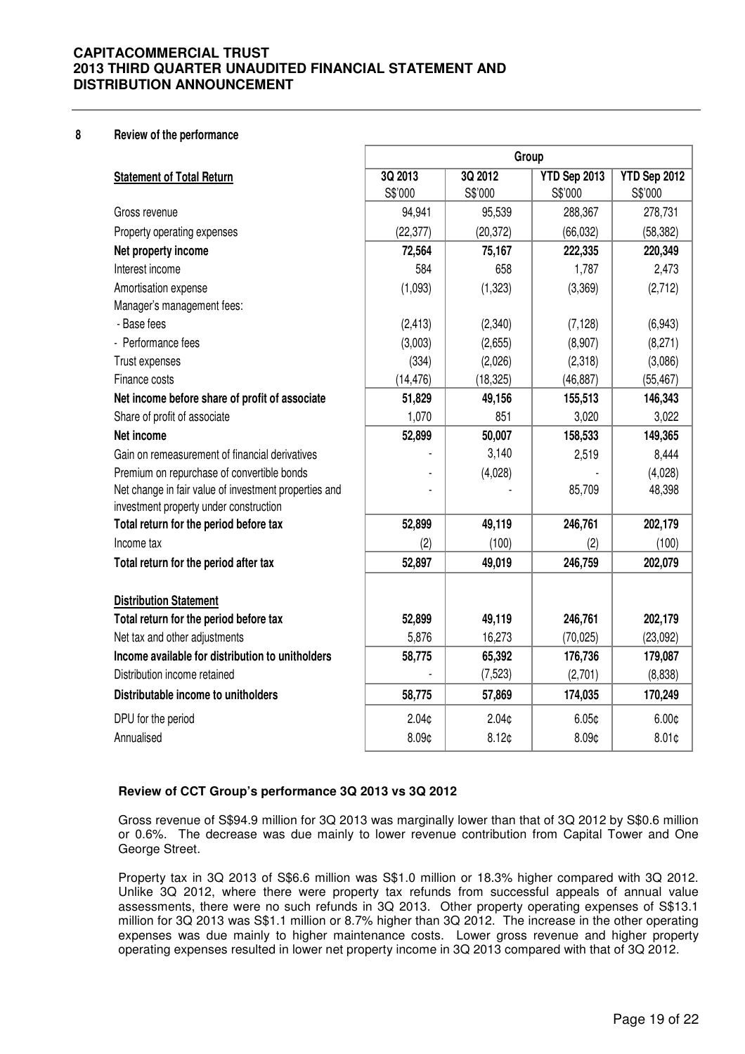## 8 Review of the performance

| Statement of Total Return | Group | | | |
|---|---|---|---|---|
| | 3Q 2013 S$'000 | 3Q 2012 S$'000 | YTD Sep 2013 S$'000 | YTD Sep 2012 S$'000 |
| Gross revenue | 94,941 | 95,539 | 288,367 | 278,731 |
| Property operating expenses | (22,377) | (20,372) | (66,032) | (58,382) |
| **Net property income** | **72,564** | **75,167** | **222,335** | **220,349** |
| Interest income | 584 | 658 | 1,787 | 2,473 |
| Amortisation expense | (1,093) | (1,323) | (3,369) | (2,712) |
| Manager's management fees: | | | | |
| - Base fees | (2,413) | (2,340) | (7,128) | (6,943) |
| - Performance fees | (3,003) | (2,655) | (8,907) | (8,271) |
| Trust expenses | (334) | (2,026) | (2,318) | (3,086) |
| Finance costs | (14,476) | (18,325) | (46,887) | (55,467) |
| **Net income before share of profit of associate** | **51,829** | **49,156** | **155,513** | **146,343** |
| Share of profit of associate | 1,070 | 851 | 3,020 | 3,022 |
| **Net income** | **52,899** | **50,007** | **158,533** | **149,365** |
| Gain on remeasurement of financial derivatives | - | 3,140 | 2,519 | 8,444 |
| Premium on repurchase of convertible bonds | - | (4,028) | - | (4,028) |
| Net change in fair value of investment properties and investment property under construction | - | - | 85,709 | 48,398 |
| **Total return for the period before tax** | **52,899** | **49,119** | **246,761** | **202,179** |
| Income tax | (2) | (100) | (2) | (100) |
| **Total return for the period after tax** | **52,897** | **49,019** | **246,759** | **202,079** |
| | | | | |
| **Distribution Statement** | | | | |
| **Total return for the period before tax** | **52,899** | **49,119** | **246,761** | **202,179** |
| Net tax and other adjustments | 5,876 | 16,273 | (70,025) | (23,092) |
| **Income available for distribution to unitholders** | **58,775** | **65,392** | **176,736** | **179,087** |
| Distribution income retained | - | (7,523) | (2,701) | (8,838) |
| **Distributable income to unitholders** | **58,775** | **57,869** | **174,035** | **170,249** |
| DPU for the period | 2.04¢ | 2.04¢ | 6.05¢ | 6.00¢ |
| Annualised | 8.09¢ | 8.12¢ | 8.09¢ | 8.01¢ |

### Review of CCT Group's performance 3Q 2013 vs 3Q 2012

Gross revenue of S$94.9 million for 3Q 2013 was marginally lower than that of 3Q 2012 by S$0.6 million or 0.6%. The decrease was due mainly to lower revenue contribution from Capital Tower and One George Street.

Property tax in 3Q 2013 of S$6.6 million was S$1.0 million or 18.3% higher compared with 3Q 2012. Unlike 3Q 2012, where there were property tax refunds from successful appeals of annual value assessments, there were no such refunds in 3Q 2013. Other property operating expenses of S$13.1 million for 3Q 2013 was S$1.1 million or 8.7% higher than 3Q 2012. The increase in the other operating expenses was due mainly to higher maintenance costs. Lower gross revenue and higher property operating expenses resulted in lower net property income in 3Q 2013 compared with that of 3Q 2012.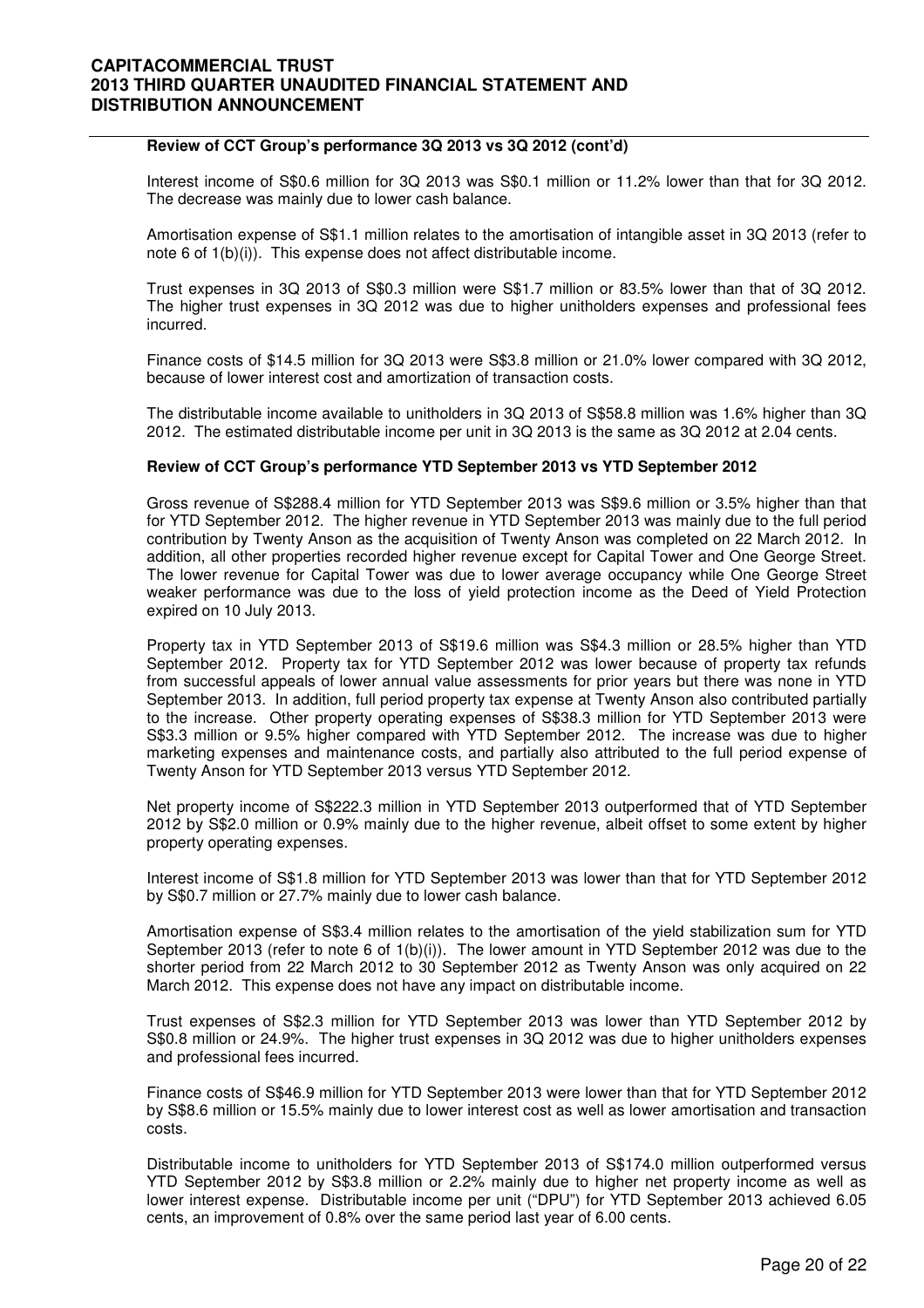**Review of CCT Group's performance 3Q 2013 vs 3Q 2012 (cont'd)**

Interest income of S$0.6 million for 3Q 2013 was S$0.1 million or 11.2% lower than that for 3Q 2012. The decrease was mainly due to lower cash balance.

Amortisation expense of S$1.1 million relates to the amortisation of intangible asset in 3Q 2013 (refer to note 6 of 1(b)(i)). This expense does not affect distributable income.

Trust expenses in 3Q 2013 of S$0.3 million were S$1.7 million or 83.5% lower than that of 3Q 2012. The higher trust expenses in 3Q 2012 was due to higher unitholders expenses and professional fees incurred.

Finance costs of $14.5 million for 3Q 2013 were S$3.8 million or 21.0% lower compared with 3Q 2012, because of lower interest cost and amortization of transaction costs.

The distributable income available to unitholders in 3Q 2013 of S$58.8 million was 1.6% higher than 3Q 2012. The estimated distributable income per unit in 3Q 2013 is the same as 3Q 2012 at 2.04 cents.

**Review of CCT Group's performance YTD September 2013 vs YTD September 2012**

Gross revenue of S$288.4 million for YTD September 2013 was S$9.6 million or 3.5% higher than that for YTD September 2012. The higher revenue in YTD September 2013 was mainly due to the full period contribution by Twenty Anson as the acquisition of Twenty Anson was completed on 22 March 2012. In addition, all other properties recorded higher revenue except for Capital Tower and One George Street. The lower revenue for Capital Tower was due to lower average occupancy while One George Street weaker performance was due to the loss of yield protection income as the Deed of Yield Protection expired on 10 July 2013.

Property tax in YTD September 2013 of S$19.6 million was S$4.3 million or 28.5% higher than YTD September 2012. Property tax for YTD September 2012 was lower because of property tax refunds from successful appeals of lower annual value assessments for prior years but there was none in YTD September 2013. In addition, full period property tax expense at Twenty Anson also contributed partially to the increase. Other property operating expenses of S$38.3 million for YTD September 2013 were S$3.3 million or 9.5% higher compared with YTD September 2012. The increase was due to higher marketing expenses and maintenance costs, and partially also attributed to the full period expense of Twenty Anson for YTD September 2013 versus YTD September 2012.

Net property income of S$222.3 million in YTD September 2013 outperformed that of YTD September 2012 by S$2.0 million or 0.9% mainly due to the higher revenue, albeit offset to some extent by higher property operating expenses.

Interest income of S$1.8 million for YTD September 2013 was lower than that for YTD September 2012 by S$0.7 million or 27.7% mainly due to lower cash balance.

Amortisation expense of S$3.4 million relates to the amortisation of the yield stabilization sum for YTD September 2013 (refer to note 6 of 1(b)(i)). The lower amount in YTD September 2012 was due to the shorter period from 22 March 2012 to 30 September 2012 as Twenty Anson was only acquired on 22 March 2012. This expense does not have any impact on distributable income.

Trust expenses of S$2.3 million for YTD September 2013 was lower than YTD September 2012 by S$0.8 million or 24.9%. The higher trust expenses in 3Q 2012 was due to higher unitholders expenses and professional fees incurred.

Finance costs of S$46.9 million for YTD September 2013 were lower than that for YTD September 2012 by S$8.6 million or 15.5% mainly due to lower interest cost as well as lower amortisation and transaction costs.

Distributable income to unitholders for YTD September 2013 of S$174.0 million outperformed versus YTD September 2012 by S$3.8 million or 2.2% mainly due to higher net property income as well as lower interest expense. Distributable income per unit ("DPU") for YTD September 2013 achieved 6.05 cents, an improvement of 0.8% over the same period last year of 6.00 cents.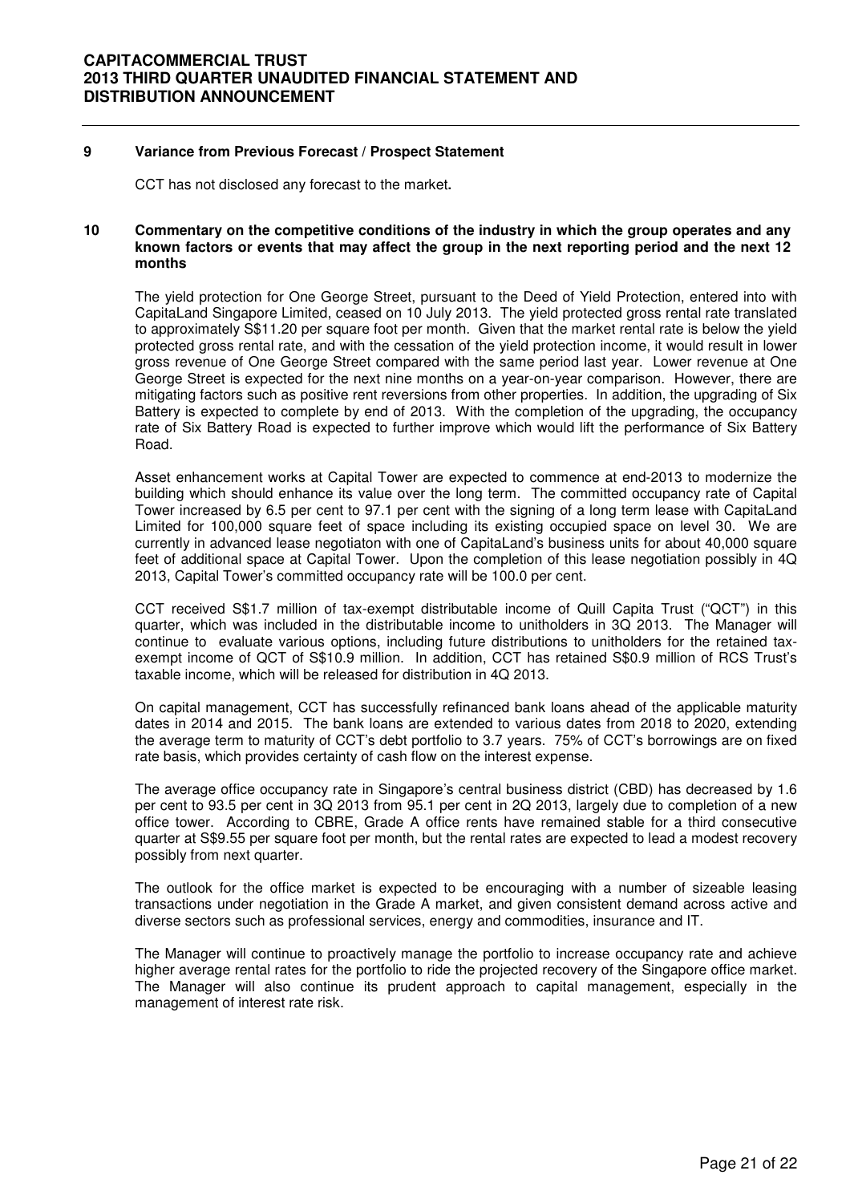### 9 Variance from Previous Forecast / Prospect Statement

CCT has not disclosed any forecast to the market**.**

### 10 Commentary on the competitive conditions of the industry in which the group operates and any known factors or events that may affect the group in the next reporting period and the next 12 months

The yield protection for One George Street, pursuant to the Deed of Yield Protection, entered into with CapitaLand Singapore Limited, ceased on 10 July 2013. The yield protected gross rental rate translated to approximately S$11.20 per square foot per month. Given that the market rental rate is below the yield protected gross rental rate, and with the cessation of the yield protection income, it would result in lower gross revenue of One George Street compared with the same period last year. Lower revenue at One George Street is expected for the next nine months on a year-on-year comparison. However, there are mitigating factors such as positive rent reversions from other properties. In addition, the upgrading of Six Battery is expected to complete by end of 2013. With the completion of the upgrading, the occupancy rate of Six Battery Road is expected to further improve which would lift the performance of Six Battery Road.

Asset enhancement works at Capital Tower are expected to commence at end-2013 to modernize the building which should enhance its value over the long term. The committed occupancy rate of Capital Tower increased by 6.5 per cent to 97.1 per cent with the signing of a long term lease with CapitaLand Limited for 100,000 square feet of space including its existing occupied space on level 30. We are currently in advanced lease negotiaton with one of CapitaLand's business units for about 40,000 square feet of additional space at Capital Tower. Upon the completion of this lease negotiation possibly in 4Q 2013, Capital Tower's committed occupancy rate will be 100.0 per cent.

CCT received S$1.7 million of tax-exempt distributable income of Quill Capita Trust ("QCT") in this quarter, which was included in the distributable income to unitholders in 3Q 2013. The Manager will continue to evaluate various options, including future distributions to unitholders for the retained tax-exempt income of QCT of S$10.9 million. In addition, CCT has retained S$0.9 million of RCS Trust's taxable income, which will be released for distribution in 4Q 2013.

On capital management, CCT has successfully refinanced bank loans ahead of the applicable maturity dates in 2014 and 2015. The bank loans are extended to various dates from 2018 to 2020, extending the average term to maturity of CCT's debt portfolio to 3.7 years. 75% of CCT's borrowings are on fixed rate basis, which provides certainty of cash flow on the interest expense.

The average office occupancy rate in Singapore's central business district (CBD) has decreased by 1.6 per cent to 93.5 per cent in 3Q 2013 from 95.1 per cent in 2Q 2013, largely due to completion of a new office tower. According to CBRE, Grade A office rents have remained stable for a third consecutive quarter at S$9.55 per square foot per month, but the rental rates are expected to lead a modest recovery possibly from next quarter.

The outlook for the office market is expected to be encouraging with a number of sizeable leasing transactions under negotiation in the Grade A market, and given consistent demand across active and diverse sectors such as professional services, energy and commodities, insurance and IT.

The Manager will continue to proactively manage the portfolio to increase occupancy rate and achieve higher average rental rates for the portfolio to ride the projected recovery of the Singapore office market. The Manager will also continue its prudent approach to capital management, especially in the management of interest rate risk.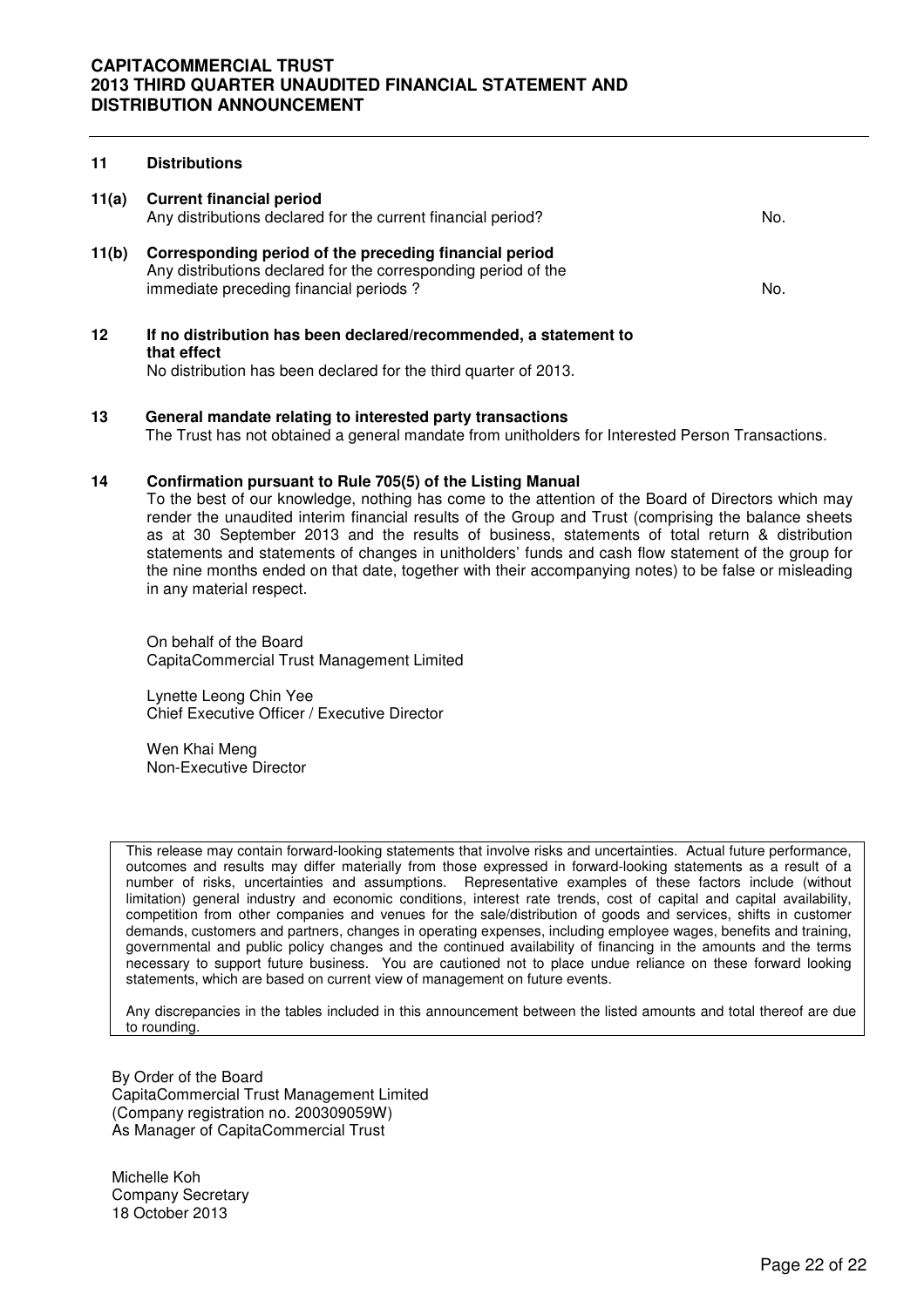## 11 Distributions

**11(a) Current financial period**

Any distributions declared for the current financial period? No.

**11(b) Corresponding period of the preceding financial period**

Any distributions declared for the corresponding period of the immediate preceding financial periods ? No.

## 12 If no distribution has been declared/recommended, a statement to that effect

No distribution has been declared for the third quarter of 2013.

## 13 General mandate relating to interested party transactions

The Trust has not obtained a general mandate from unitholders for Interested Person Transactions.

## 14 Confirmation pursuant to Rule 705(5) of the Listing Manual

To the best of our knowledge, nothing has come to the attention of the Board of Directors which may render the unaudited interim financial results of the Group and Trust (comprising the balance sheets as at 30 September 2013 and the results of business, statements of total return & distribution statements and statements of changes in unitholders' funds and cash flow statement of the group for the nine months ended on that date, together with their accompanying notes) to be false or misleading in any material respect.

On behalf of the Board
CapitaCommercial Trust Management Limited

Lynette Leong Chin Yee
Chief Executive Officer / Executive Director

Wen Khai Meng
Non-Executive Director

This release may contain forward-looking statements that involve risks and uncertainties. Actual future performance, outcomes and results may differ materially from those expressed in forward-looking statements as a result of a number of risks, uncertainties and assumptions. Representative examples of these factors include (without limitation) general industry and economic conditions, interest rate trends, cost of capital and capital availability, competition from other companies and venues for the sale/distribution of goods and services, shifts in customer demands, customers and partners, changes in operating expenses, including employee wages, benefits and training, governmental and public policy changes and the continued availability of financing in the amounts and the terms necessary to support future business. You are cautioned not to place undue reliance on these forward looking statements, which are based on current view of management on future events.

Any discrepancies in the tables included in this announcement between the listed amounts and total thereof are due to rounding.

By Order of the Board
CapitaCommercial Trust Management Limited
(Company registration no. 200309059W)
As Manager of CapitaCommercial Trust

Michelle Koh
Company Secretary
18 October 2013